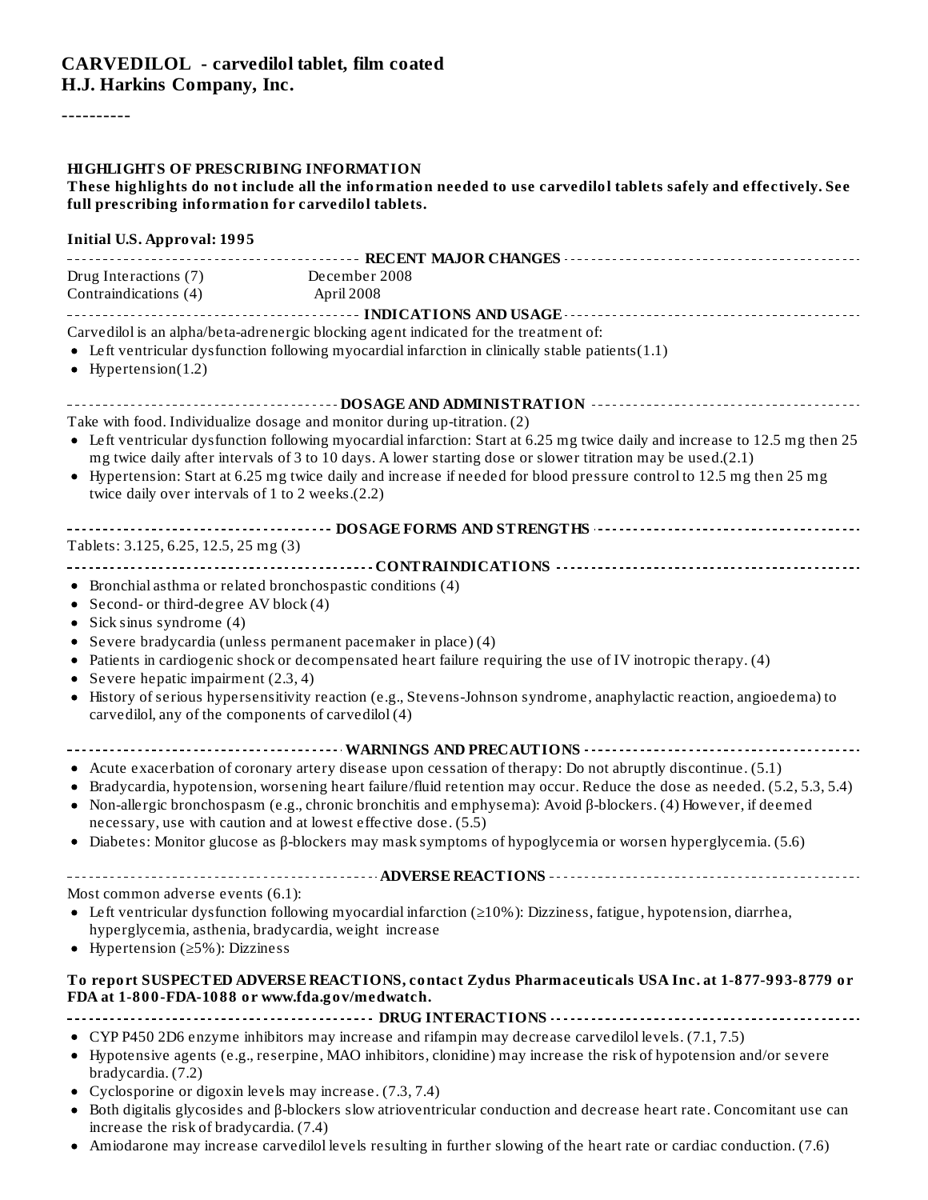# CARVEDILOL - carvedilol tablet, film coated
## H.J. Harkins Company, Inc.

----------

**HIGHLIGHTS OF PRESCRIBING INFORMATION**
**These highlights do not include all the information needed to use carvedilol tablets safely and effectively. See full prescribing information for carvedilol tablets.**

**Initial U.S. Approval: 1995**

### RECENT MAJOR CHANGES

| | |
|---|---|
| Drug Interactions (7) | December 2008 |
| Contraindications (4) | April 2008 |

### INDICATIONS AND USAGE

Carvedilol is an alpha/beta-adrenergic blocking agent indicated for the treatment of:

- Left ventricular dysfunction following myocardial infarction in clinically stable patients(1.1)
- Hypertension(1.2)

### DOSAGE AND ADMINISTRATION

Take with food. Individualize dosage and monitor during up-titration. (2)

- Left ventricular dysfunction following myocardial infarction: Start at 6.25 mg twice daily and increase to 12.5 mg then 25 mg twice daily after intervals of 3 to 10 days. A lower starting dose or slower titration may be used.(2.1)
- Hypertension: Start at 6.25 mg twice daily and increase if needed for blood pressure control to 12.5 mg then 25 mg twice daily over intervals of 1 to 2 weeks.(2.2)

### DOSAGE FORMS AND STRENGTHS

Tablets: 3.125, 6.25, 12.5, 25 mg (3)

### CONTRAINDICATIONS

- Bronchial asthma or related bronchospastic conditions (4)
- Second- or third-degree AV block (4)
- Sick sinus syndrome (4)
- Severe bradycardia (unless permanent pacemaker in place) (4)
- Patients in cardiogenic shock or decompensated heart failure requiring the use of IV inotropic therapy. (4)
- Severe hepatic impairment (2.3, 4)
- History of serious hypersensitivity reaction (e.g., Stevens-Johnson syndrome, anaphylactic reaction, angioedema) to carvedilol, any of the components of carvedilol (4)

### WARNINGS AND PRECAUTIONS

- Acute exacerbation of coronary artery disease upon cessation of therapy: Do not abruptly discontinue. (5.1)
- Bradycardia, hypotension, worsening heart failure/fluid retention may occur. Reduce the dose as needed. (5.2, 5.3, 5.4)
- Non-allergic bronchospasm (e.g., chronic bronchitis and emphysema): Avoid β-blockers. (4) However, if deemed necessary, use with caution and at lowest effective dose. (5.5)
- Diabetes: Monitor glucose as β-blockers may mask symptoms of hypoglycemia or worsen hyperglycemia. (5.6)

### ADVERSE REACTIONS

Most common adverse events (6.1):

- Left ventricular dysfunction following myocardial infarction (≥10%): Dizziness, fatigue, hypotension, diarrhea, hyperglycemia, asthenia, bradycardia, weight increase
- Hypertension (≥5%): Dizziness

**To report SUSPECTED ADVERSE REACTIONS, contact Zydus Pharmaceuticals USA Inc. at 1-877-993-8779 or FDA at 1-800-FDA-1088 or www.fda.gov/medwatch.**

### DRUG INTERACTIONS

- CYP P450 2D6 enzyme inhibitors may increase and rifampin may decrease carvedilol levels. (7.1, 7.5)
- Hypotensive agents (e.g., reserpine, MAO inhibitors, clonidine) may increase the risk of hypotension and/or severe bradycardia. (7.2)
- Cyclosporine or digoxin levels may increase. (7.3, 7.4)
- Both digitalis glycosides and β-blockers slow atrioventricular conduction and decrease heart rate. Concomitant use can increase the risk of bradycardia. (7.4)
- Amiodarone may increase carvedilol levels resulting in further slowing of the heart rate or cardiac conduction. (7.6)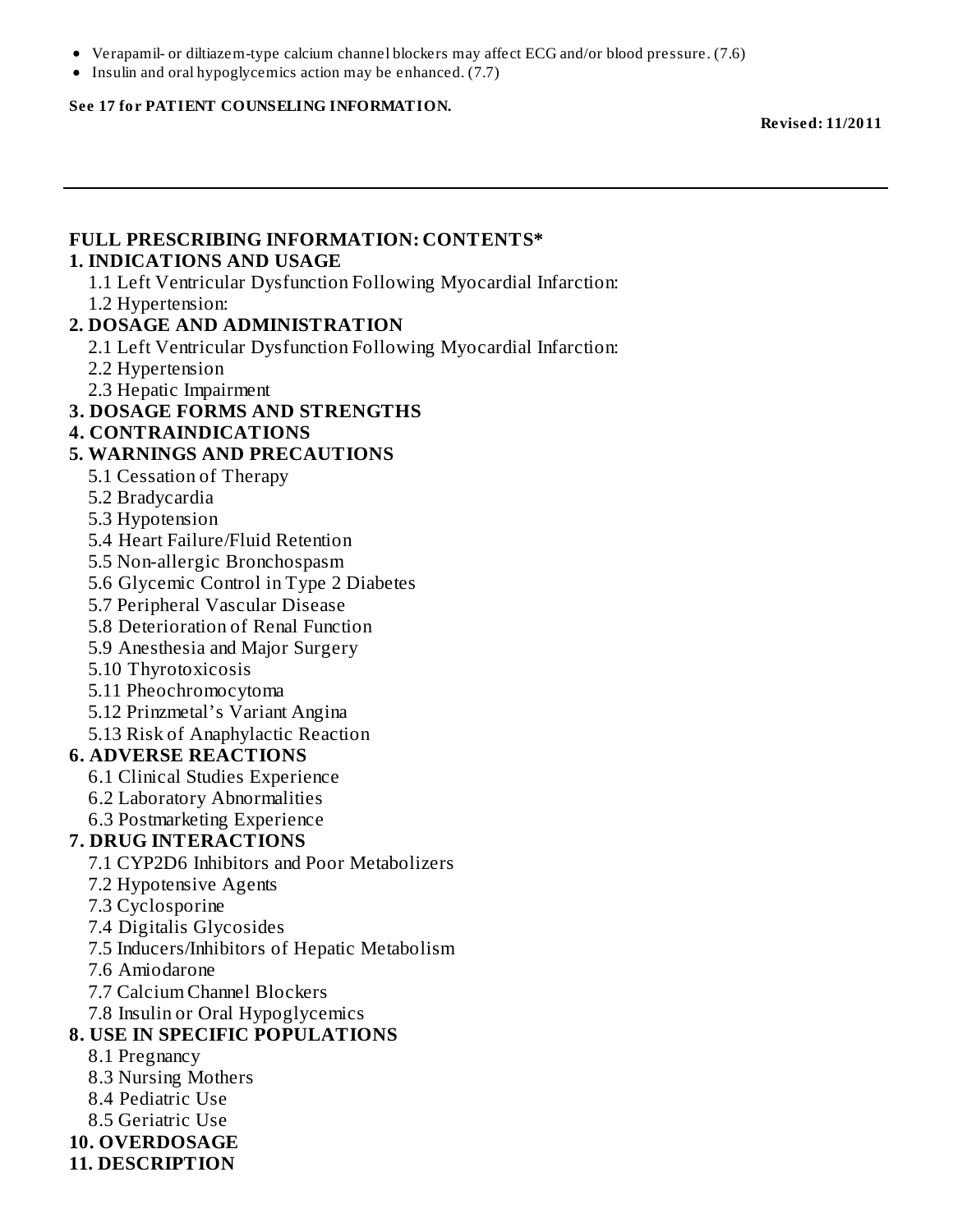- Verapamil- or diltiazem-type calcium channel blockers may affect ECG and/or blood pressure. (7.6)
- Insulin and oral hypoglycemics action may be enhanced. (7.7)

**See 17 for PATIENT COUNSELING INFORMATION.**

**Revised: 11/2011**

---

## FULL PRESCRIBING INFORMATION: CONTENTS*

**1. INDICATIONS AND USAGE**
- 1.1 Left Ventricular Dysfunction Following Myocardial Infarction:
- 1.2 Hypertension:

**2. DOSAGE AND ADMINISTRATION**
- 2.1 Left Ventricular Dysfunction Following Myocardial Infarction:
- 2.2 Hypertension
- 2.3 Hepatic Impairment

**3. DOSAGE FORMS AND STRENGTHS**

**4. CONTRAINDICATIONS**

**5. WARNINGS AND PRECAUTIONS**
- 5.1 Cessation of Therapy
- 5.2 Bradycardia
- 5.3 Hypotension
- 5.4 Heart Failure/Fluid Retention
- 5.5 Non-allergic Bronchospasm
- 5.6 Glycemic Control in Type 2 Diabetes
- 5.7 Peripheral Vascular Disease
- 5.8 Deterioration of Renal Function
- 5.9 Anesthesia and Major Surgery
- 5.10 Thyrotoxicosis
- 5.11 Pheochromocytoma
- 5.12 Prinzmetal's Variant Angina
- 5.13 Risk of Anaphylactic Reaction

**6. ADVERSE REACTIONS**
- 6.1 Clinical Studies Experience
- 6.2 Laboratory Abnormalities
- 6.3 Postmarketing Experience

**7. DRUG INTERACTIONS**
- 7.1 CYP2D6 Inhibitors and Poor Metabolizers
- 7.2 Hypotensive Agents
- 7.3 Cyclosporine
- 7.4 Digitalis Glycosides
- 7.5 Inducers/Inhibitors of Hepatic Metabolism
- 7.6 Amiodarone
- 7.7 Calcium Channel Blockers
- 7.8 Insulin or Oral Hypoglycemics

**8. USE IN SPECIFIC POPULATIONS**
- 8.1 Pregnancy
- 8.3 Nursing Mothers
- 8.4 Pediatric Use
- 8.5 Geriatric Use

**10. OVERDOSAGE**

**11. DESCRIPTION**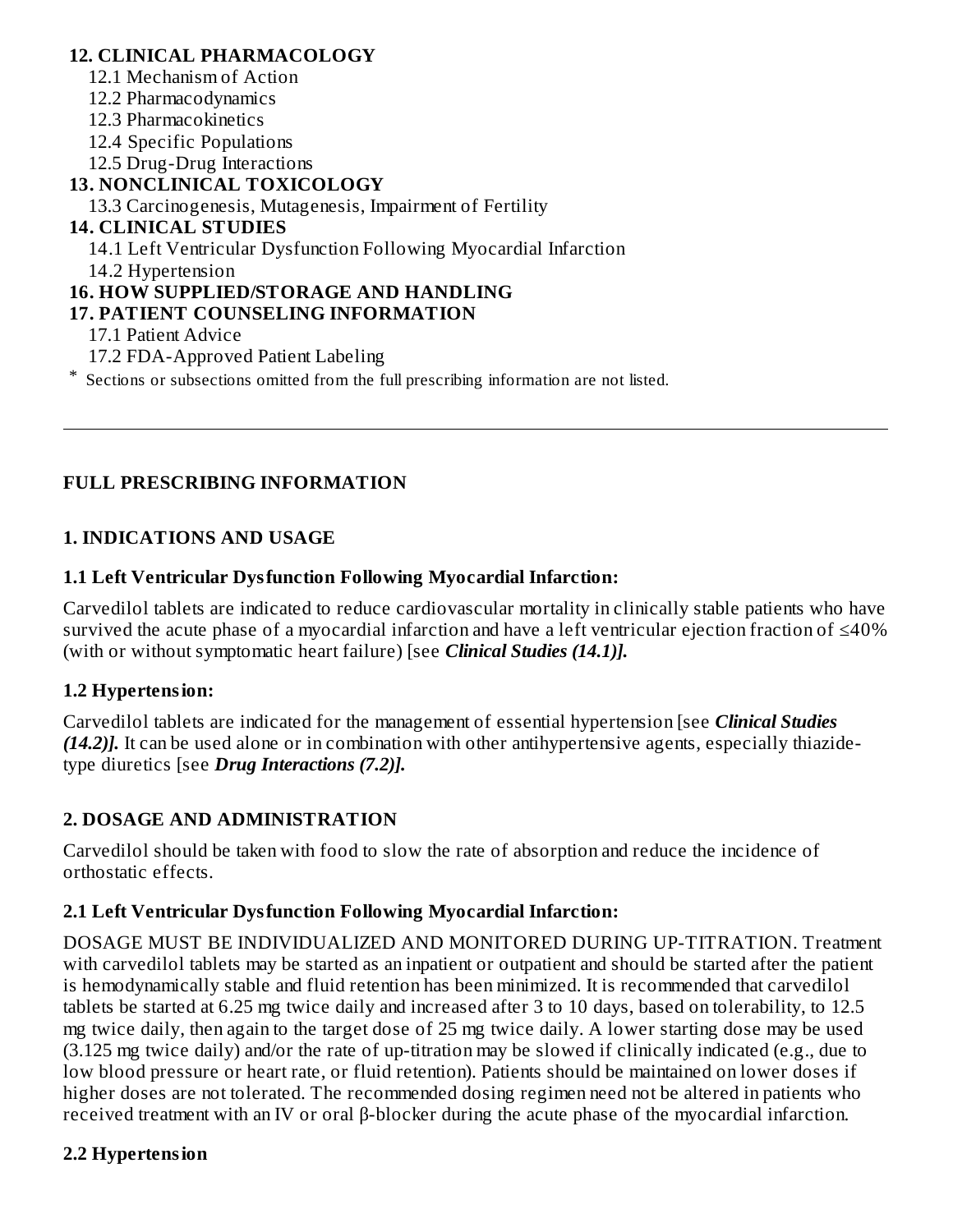**12. CLINICAL PHARMACOLOGY**

12.1 Mechanism of Action

12.2 Pharmacodynamics

12.3 Pharmacokinetics

12.4 Specific Populations

12.5 Drug-Drug Interactions

**13. NONCLINICAL TOXICOLOGY**

13.3 Carcinogenesis, Mutagenesis, Impairment of Fertility

**14. CLINICAL STUDIES**

14.1 Left Ventricular Dysfunction Following Myocardial Infarction

14.2 Hypertension

**16. HOW SUPPLIED/STORAGE AND HANDLING**

**17. PATIENT COUNSELING INFORMATION**

17.1 Patient Advice

17.2 FDA-Approved Patient Labeling

* Sections or subsections omitted from the full prescribing information are not listed.

---

## FULL PRESCRIBING INFORMATION

## 1. INDICATIONS AND USAGE

### 1.1 Left Ventricular Dysfunction Following Myocardial Infarction:

Carvedilol tablets are indicated to reduce cardiovascular mortality in clinically stable patients who have survived the acute phase of a myocardial infarction and have a left ventricular ejection fraction of ≤40% (with or without symptomatic heart failure) [see ***Clinical Studies (14.1)].***

### 1.2 Hypertension:

Carvedilol tablets are indicated for the management of essential hypertension [see ***Clinical Studies (14.2)].*** It can be used alone or in combination with other antihypertensive agents, especially thiazide-type diuretics [see ***Drug Interactions (7.2)].***

## 2. DOSAGE AND ADMINISTRATION

Carvedilol should be taken with food to slow the rate of absorption and reduce the incidence of orthostatic effects.

### 2.1 Left Ventricular Dysfunction Following Myocardial Infarction:

DOSAGE MUST BE INDIVIDUALIZED AND MONITORED DURING UP-TITRATION. Treatment with carvedilol tablets may be started as an inpatient or outpatient and should be started after the patient is hemodynamically stable and fluid retention has been minimized. It is recommended that carvedilol tablets be started at 6.25 mg twice daily and increased after 3 to 10 days, based on tolerability, to 12.5 mg twice daily, then again to the target dose of 25 mg twice daily. A lower starting dose may be used (3.125 mg twice daily) and/or the rate of up-titration may be slowed if clinically indicated (e.g., due to low blood pressure or heart rate, or fluid retention). Patients should be maintained on lower doses if higher doses are not tolerated. The recommended dosing regimen need not be altered in patients who received treatment with an IV or oral β-blocker during the acute phase of the myocardial infarction.

### 2.2 Hypertension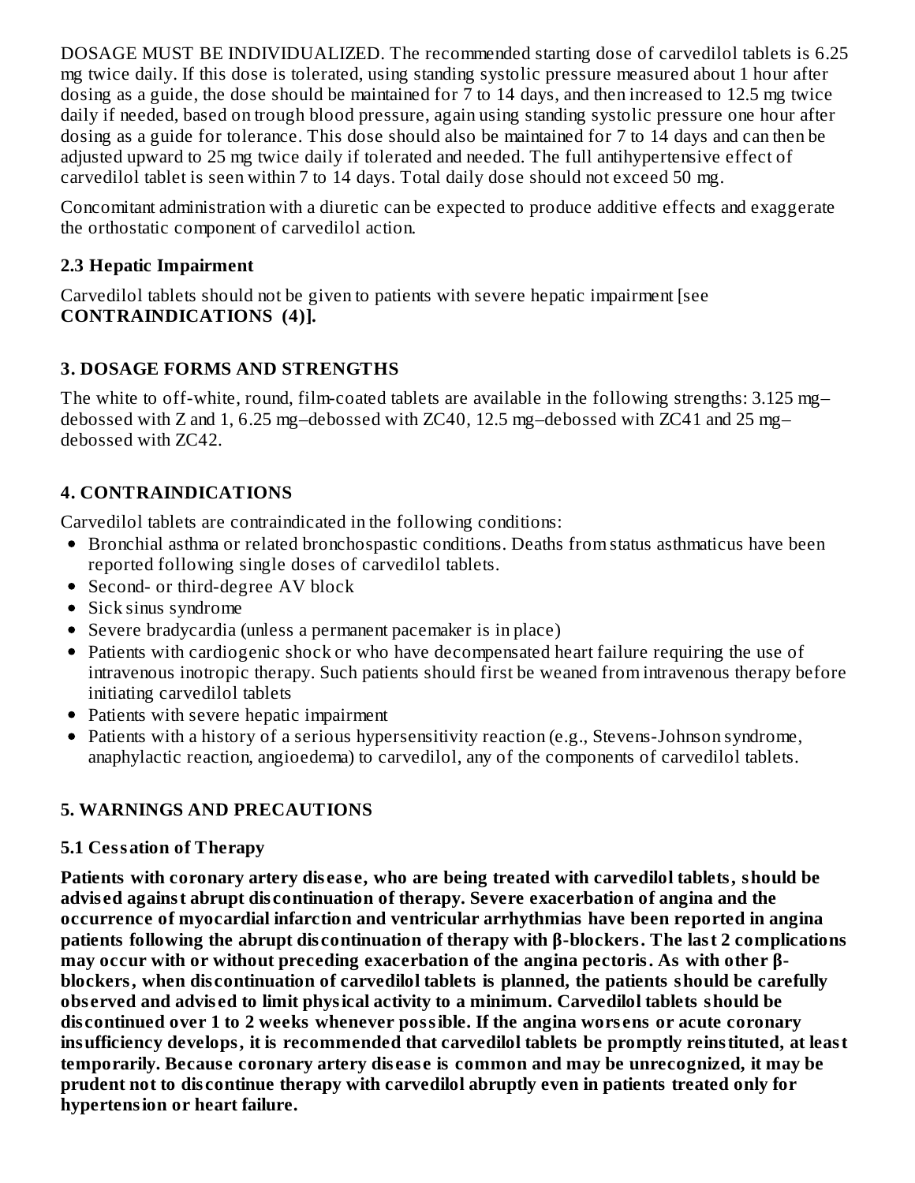DOSAGE MUST BE INDIVIDUALIZED. The recommended starting dose of carvedilol tablets is 6.25 mg twice daily. If this dose is tolerated, using standing systolic pressure measured about 1 hour after dosing as a guide, the dose should be maintained for 7 to 14 days, and then increased to 12.5 mg twice daily if needed, based on trough blood pressure, again using standing systolic pressure one hour after dosing as a guide for tolerance. This dose should also be maintained for 7 to 14 days and can then be adjusted upward to 25 mg twice daily if tolerated and needed. The full antihypertensive effect of carvedilol tablet is seen within 7 to 14 days. Total daily dose should not exceed 50 mg.

Concomitant administration with a diuretic can be expected to produce additive effects and exaggerate the orthostatic component of carvedilol action.

### 2.3 Hepatic Impairment

Carvedilol tablets should not be given to patients with severe hepatic impairment [see **CONTRAINDICATIONS (4)].**

## 3. DOSAGE FORMS AND STRENGTHS

The white to off-white, round, film-coated tablets are available in the following strengths: 3.125 mg–debossed with Z and 1, 6.25 mg–debossed with ZC40, 12.5 mg–debossed with ZC41 and 25 mg–debossed with ZC42.

## 4. CONTRAINDICATIONS

Carvedilol tablets are contraindicated in the following conditions:

- Bronchial asthma or related bronchospastic conditions. Deaths from status asthmaticus have been reported following single doses of carvedilol tablets.
- Second- or third-degree AV block
- Sick sinus syndrome
- Severe bradycardia (unless a permanent pacemaker is in place)
- Patients with cardiogenic shock or who have decompensated heart failure requiring the use of intravenous inotropic therapy. Such patients should first be weaned from intravenous therapy before initiating carvedilol tablets
- Patients with severe hepatic impairment
- Patients with a history of a serious hypersensitivity reaction (e.g., Stevens-Johnson syndrome, anaphylactic reaction, angioedema) to carvedilol, any of the components of carvedilol tablets.

## 5. WARNINGS AND PRECAUTIONS

### 5.1 Cessation of Therapy

**Patients with coronary artery disease, who are being treated with carvedilol tablets, should be advised against abrupt discontinuation of therapy. Severe exacerbation of angina and the occurrence of myocardial infarction and ventricular arrhythmias have been reported in angina patients following the abrupt discontinuation of therapy with β-blockers. The last 2 complications may occur with or without preceding exacerbation of the angina pectoris. As with other β-blockers, when discontinuation of carvedilol tablets is planned, the patients should be carefully observed and advised to limit physical activity to a minimum. Carvedilol tablets should be discontinued over 1 to 2 weeks whenever possible. If the angina worsens or acute coronary insufficiency develops, it is recommended that carvedilol tablets be promptly reinstituted, at least temporarily. Because coronary artery disease is common and may be unrecognized, it may be prudent not to discontinue therapy with carvedilol abruptly even in patients treated only for hypertension or heart failure.**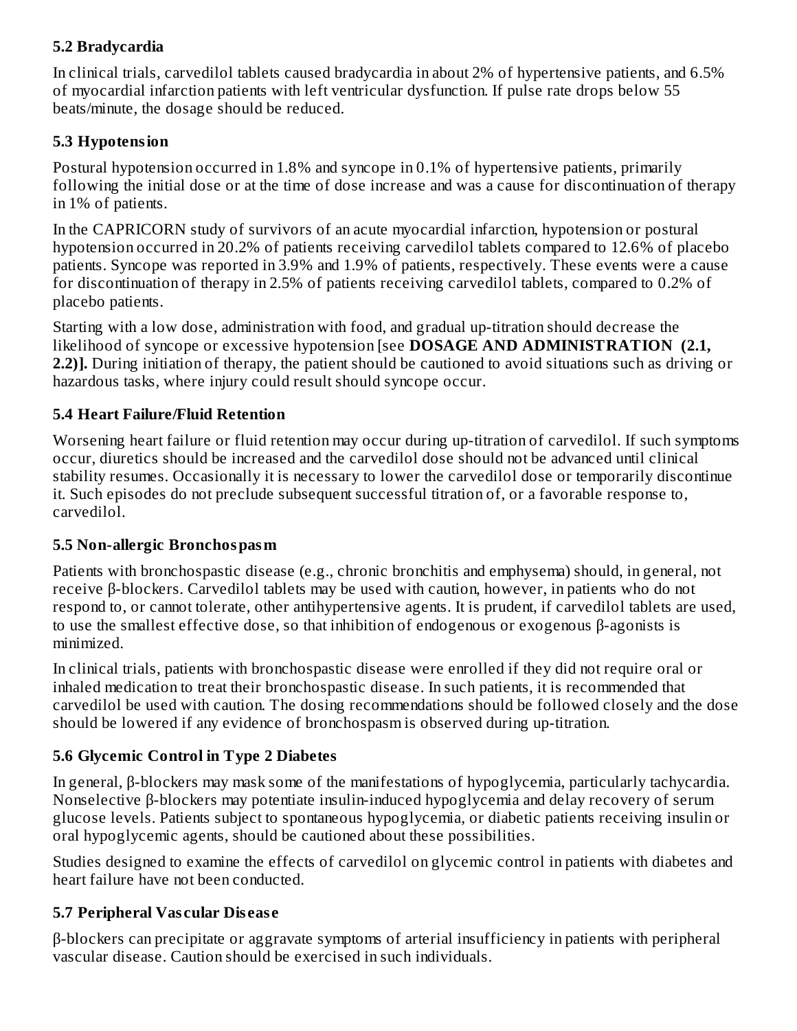### 5.2 Bradycardia

In clinical trials, carvedilol tablets caused bradycardia in about 2% of hypertensive patients, and 6.5% of myocardial infarction patients with left ventricular dysfunction. If pulse rate drops below 55 beats/minute, the dosage should be reduced.

### 5.3 Hypotension

Postural hypotension occurred in 1.8% and syncope in 0.1% of hypertensive patients, primarily following the initial dose or at the time of dose increase and was a cause for discontinuation of therapy in 1% of patients.

In the CAPRICORN study of survivors of an acute myocardial infarction, hypotension or postural hypotension occurred in 20.2% of patients receiving carvedilol tablets compared to 12.6% of placebo patients. Syncope was reported in 3.9% and 1.9% of patients, respectively. These events were a cause for discontinuation of therapy in 2.5% of patients receiving carvedilol tablets, compared to 0.2% of placebo patients.

Starting with a low dose, administration with food, and gradual up-titration should decrease the likelihood of syncope or excessive hypotension [see **DOSAGE AND ADMINISTRATION (2.1, 2.2)].** During initiation of therapy, the patient should be cautioned to avoid situations such as driving or hazardous tasks, where injury could result should syncope occur.

### 5.4 Heart Failure/Fluid Retention

Worsening heart failure or fluid retention may occur during up-titration of carvedilol. If such symptoms occur, diuretics should be increased and the carvedilol dose should not be advanced until clinical stability resumes. Occasionally it is necessary to lower the carvedilol dose or temporarily discontinue it. Such episodes do not preclude subsequent successful titration of, or a favorable response to, carvedilol.

### 5.5 Non-allergic Bronchospasm

Patients with bronchospastic disease (e.g., chronic bronchitis and emphysema) should, in general, not receive β-blockers. Carvedilol tablets may be used with caution, however, in patients who do not respond to, or cannot tolerate, other antihypertensive agents. It is prudent, if carvedilol tablets are used, to use the smallest effective dose, so that inhibition of endogenous or exogenous β-agonists is minimized.

In clinical trials, patients with bronchospastic disease were enrolled if they did not require oral or inhaled medication to treat their bronchospastic disease. In such patients, it is recommended that carvedilol be used with caution. The dosing recommendations should be followed closely and the dose should be lowered if any evidence of bronchospasm is observed during up-titration.

### 5.6 Glycemic Control in Type 2 Diabetes

In general, β-blockers may mask some of the manifestations of hypoglycemia, particularly tachycardia. Nonselective β-blockers may potentiate insulin-induced hypoglycemia and delay recovery of serum glucose levels. Patients subject to spontaneous hypoglycemia, or diabetic patients receiving insulin or oral hypoglycemic agents, should be cautioned about these possibilities.

Studies designed to examine the effects of carvedilol on glycemic control in patients with diabetes and heart failure have not been conducted.

### 5.7 Peripheral Vascular Disease

β-blockers can precipitate or aggravate symptoms of arterial insufficiency in patients with peripheral vascular disease. Caution should be exercised in such individuals.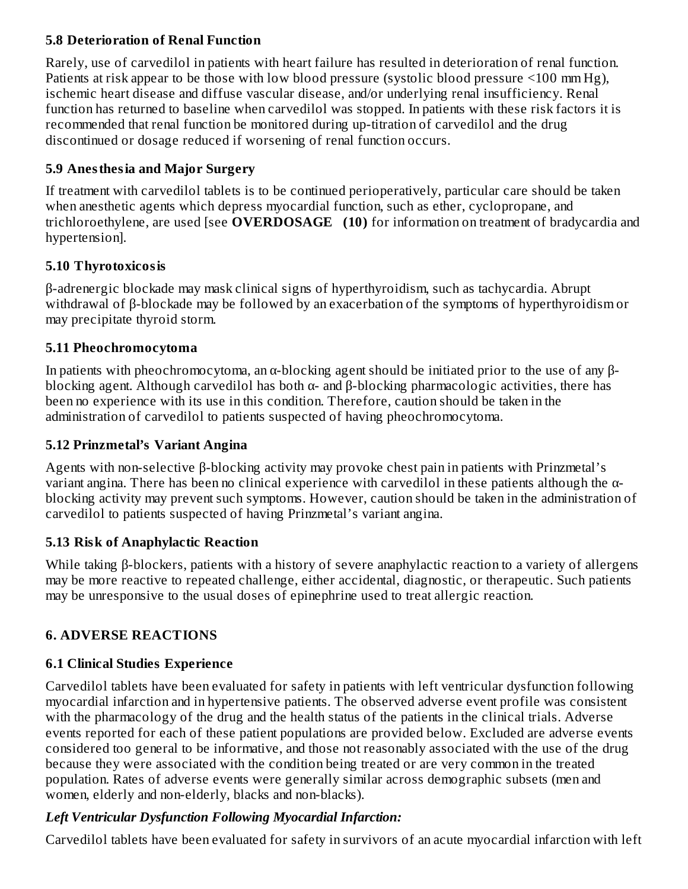### 5.8 Deterioration of Renal Function

Rarely, use of carvedilol in patients with heart failure has resulted in deterioration of renal function. Patients at risk appear to be those with low blood pressure (systolic blood pressure <100 mm Hg), ischemic heart disease and diffuse vascular disease, and/or underlying renal insufficiency. Renal function has returned to baseline when carvedilol was stopped. In patients with these risk factors it is recommended that renal function be monitored during up-titration of carvedilol and the drug discontinued or dosage reduced if worsening of renal function occurs.

### 5.9 Anesthesia and Major Surgery

If treatment with carvedilol tablets is to be continued perioperatively, particular care should be taken when anesthetic agents which depress myocardial function, such as ether, cyclopropane, and trichloroethylene, are used [see **OVERDOSAGE (10)** for information on treatment of bradycardia and hypertension].

### 5.10 Thyrotoxicosis

β-adrenergic blockade may mask clinical signs of hyperthyroidism, such as tachycardia. Abrupt withdrawal of β-blockade may be followed by an exacerbation of the symptoms of hyperthyroidism or may precipitate thyroid storm.

### 5.11 Pheochromocytoma

In patients with pheochromocytoma, an α-blocking agent should be initiated prior to the use of any β-blocking agent. Although carvedilol has both α- and β-blocking pharmacologic activities, there has been no experience with its use in this condition. Therefore, caution should be taken in the administration of carvedilol to patients suspected of having pheochromocytoma.

### 5.12 Prinzmetal's Variant Angina

Agents with non-selective β-blocking activity may provoke chest pain in patients with Prinzmetal's variant angina. There has been no clinical experience with carvedilol in these patients although the α-blocking activity may prevent such symptoms. However, caution should be taken in the administration of carvedilol to patients suspected of having Prinzmetal's variant angina.

### 5.13 Risk of Anaphylactic Reaction

While taking β-blockers, patients with a history of severe anaphylactic reaction to a variety of allergens may be more reactive to repeated challenge, either accidental, diagnostic, or therapeutic. Such patients may be unresponsive to the usual doses of epinephrine used to treat allergic reaction.

## 6. ADVERSE REACTIONS

### 6.1 Clinical Studies Experience

Carvedilol tablets have been evaluated for safety in patients with left ventricular dysfunction following myocardial infarction and in hypertensive patients. The observed adverse event profile was consistent with the pharmacology of the drug and the health status of the patients in the clinical trials. Adverse events reported for each of these patient populations are provided below. Excluded are adverse events considered too general to be informative, and those not reasonably associated with the use of the drug because they were associated with the condition being treated or are very common in the treated population. Rates of adverse events were generally similar across demographic subsets (men and women, elderly and non-elderly, blacks and non-blacks).

***Left Ventricular Dysfunction Following Myocardial Infarction:***

Carvedilol tablets have been evaluated for safety in survivors of an acute myocardial infarction with left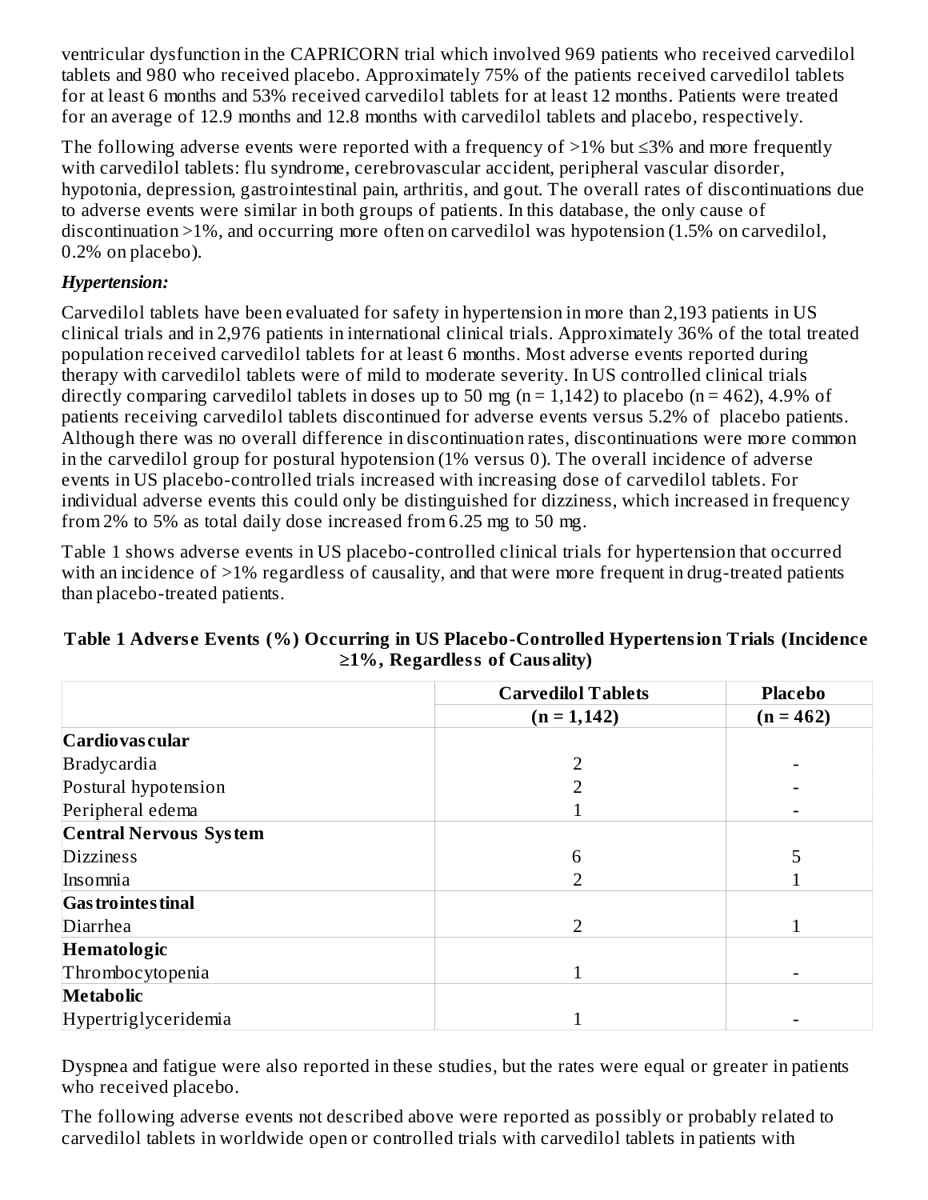ventricular dysfunction in the CAPRICORN trial which involved 969 patients who received carvedilol tablets and 980 who received placebo. Approximately 75% of the patients received carvedilol tablets for at least 6 months and 53% received carvedilol tablets for at least 12 months. Patients were treated for an average of 12.9 months and 12.8 months with carvedilol tablets and placebo, respectively.

The following adverse events were reported with a frequency of >1% but ≤3% and more frequently with carvedilol tablets: flu syndrome, cerebrovascular accident, peripheral vascular disorder, hypotonia, depression, gastrointestinal pain, arthritis, and gout. The overall rates of discontinuations due to adverse events were similar in both groups of patients. In this database, the only cause of discontinuation >1%, and occurring more often on carvedilol was hypotension (1.5% on carvedilol, 0.2% on placebo).

***Hypertension:***

Carvedilol tablets have been evaluated for safety in hypertension in more than 2,193 patients in US clinical trials and in 2,976 patients in international clinical trials. Approximately 36% of the total treated population received carvedilol tablets for at least 6 months. Most adverse events reported during therapy with carvedilol tablets were of mild to moderate severity. In US controlled clinical trials directly comparing carvedilol tablets in doses up to 50 mg (n = 1,142) to placebo (n = 462), 4.9% of patients receiving carvedilol tablets discontinued for adverse events versus 5.2% of placebo patients. Although there was no overall difference in discontinuation rates, discontinuations were more common in the carvedilol group for postural hypotension (1% versus 0). The overall incidence of adverse events in US placebo-controlled trials increased with increasing dose of carvedilol tablets. For individual adverse events this could only be distinguished for dizziness, which increased in frequency from 2% to 5% as total daily dose increased from 6.25 mg to 50 mg.

Table 1 shows adverse events in US placebo-controlled clinical trials for hypertension that occurred with an incidence of >1% regardless of causality, and that were more frequent in drug-treated patients than placebo-treated patients.

**Table 1 Adverse Events (%) Occurring in US Placebo-Controlled Hypertension Trials (Incidence ≥1%, Regardless of Causality)**

| | Carvedilol Tablets (n = 1,142) | Placebo (n = 462) |
|---|---|---|
| **Cardiovascular** | | |
| Bradycardia | 2 | - |
| Postural hypotension | 2 | - |
| Peripheral edema | 1 | - |
| **Central Nervous System** | | |
| Dizziness | 6 | 5 |
| Insomnia | 2 | 1 |
| **Gastrointestinal** | | |
| Diarrhea | 2 | 1 |
| **Hematologic** | | |
| Thrombocytopenia | 1 | - |
| **Metabolic** | | |
| Hypertriglyceridemia | 1 | - |

Dyspnea and fatigue were also reported in these studies, but the rates were equal or greater in patients who received placebo.

The following adverse events not described above were reported as possibly or probably related to carvedilol tablets in worldwide open or controlled trials with carvedilol tablets in patients with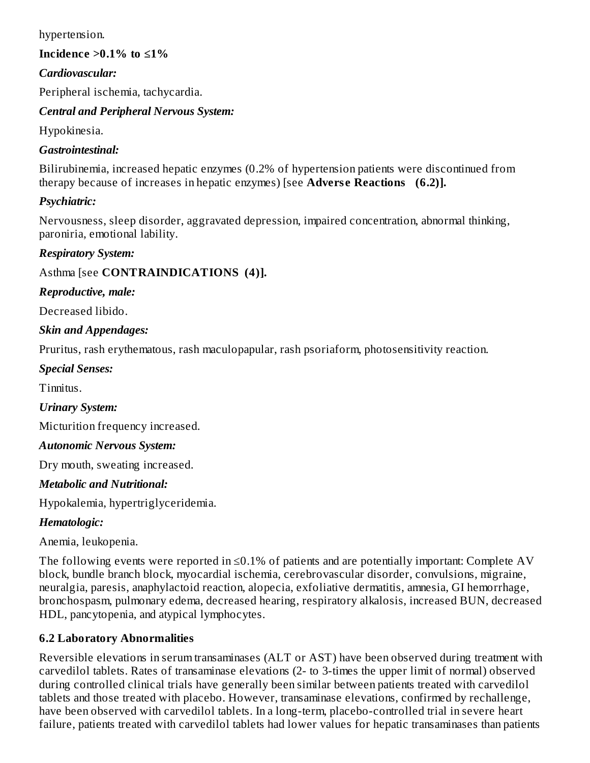hypertension.

**Incidence >0.1% to ≤1%**

***Cardiovascular:***

Peripheral ischemia, tachycardia.

***Central and Peripheral Nervous System:***

Hypokinesia.

***Gastrointestinal:***

Bilirubinemia, increased hepatic enzymes (0.2% of hypertension patients were discontinued from therapy because of increases in hepatic enzymes) [see **Adverse Reactions (6.2)].**

***Psychiatric:***

Nervousness, sleep disorder, aggravated depression, impaired concentration, abnormal thinking, paroniria, emotional lability.

***Respiratory System:***

Asthma [see **CONTRAINDICATIONS (4)].**

***Reproductive, male:***

Decreased libido.

***Skin and Appendages:***

Pruritus, rash erythematous, rash maculopapular, rash psoriaform, photosensitivity reaction.

***Special Senses:***

Tinnitus.

***Urinary System:***

Micturition frequency increased.

***Autonomic Nervous System:***

Dry mouth, sweating increased.

***Metabolic and Nutritional:***

Hypokalemia, hypertriglyceridemia.

***Hematologic:***

Anemia, leukopenia.

The following events were reported in ≤0.1% of patients and are potentially important: Complete AV block, bundle branch block, myocardial ischemia, cerebrovascular disorder, convulsions, migraine, neuralgia, paresis, anaphylactoid reaction, alopecia, exfoliative dermatitis, amnesia, GI hemorrhage, bronchospasm, pulmonary edema, decreased hearing, respiratory alkalosis, increased BUN, decreased HDL, pancytopenia, and atypical lymphocytes.

### 6.2 Laboratory Abnormalities

Reversible elevations in serum transaminases (ALT or AST) have been observed during treatment with carvedilol tablets. Rates of transaminase elevations (2- to 3-times the upper limit of normal) observed during controlled clinical trials have generally been similar between patients treated with carvedilol tablets and those treated with placebo. However, transaminase elevations, confirmed by rechallenge, have been observed with carvedilol tablets. In a long-term, placebo-controlled trial in severe heart failure, patients treated with carvedilol tablets had lower values for hepatic transaminases than patients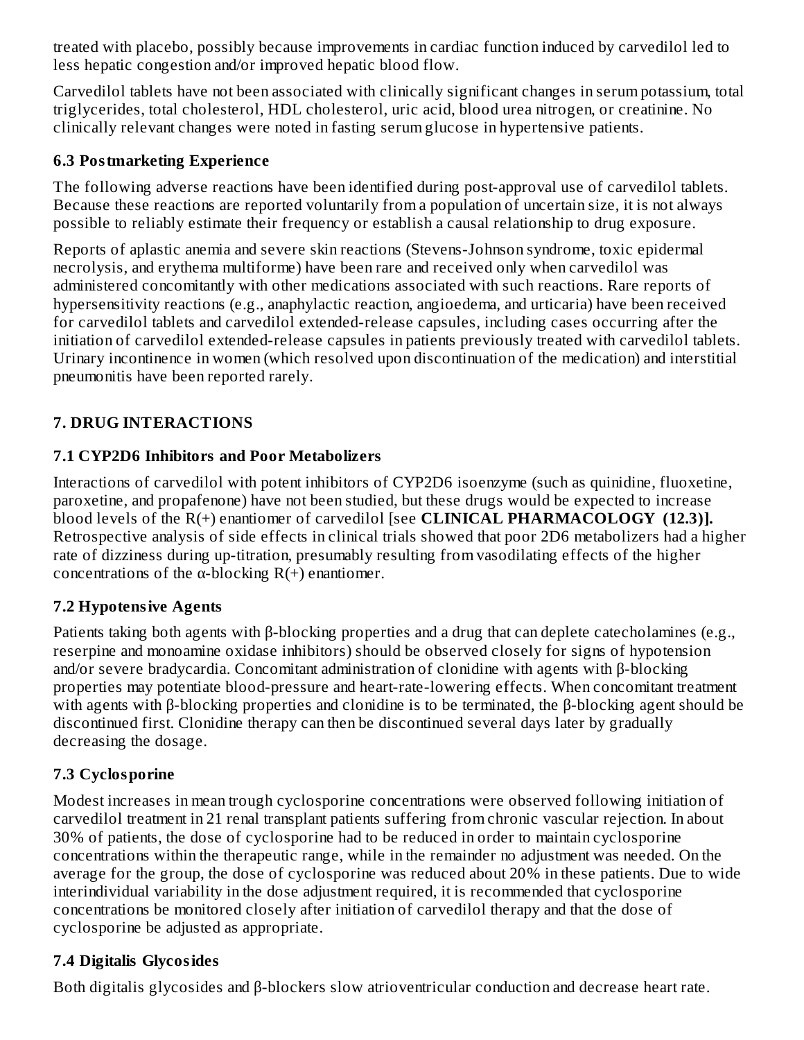treated with placebo, possibly because improvements in cardiac function induced by carvedilol led to less hepatic congestion and/or improved hepatic blood flow.

Carvedilol tablets have not been associated with clinically significant changes in serum potassium, total triglycerides, total cholesterol, HDL cholesterol, uric acid, blood urea nitrogen, or creatinine. No clinically relevant changes were noted in fasting serum glucose in hypertensive patients.

### 6.3 Postmarketing Experience

The following adverse reactions have been identified during post-approval use of carvedilol tablets. Because these reactions are reported voluntarily from a population of uncertain size, it is not always possible to reliably estimate their frequency or establish a causal relationship to drug exposure.

Reports of aplastic anemia and severe skin reactions (Stevens-Johnson syndrome, toxic epidermal necrolysis, and erythema multiforme) have been rare and received only when carvedilol was administered concomitantly with other medications associated with such reactions. Rare reports of hypersensitivity reactions (e.g., anaphylactic reaction, angioedema, and urticaria) have been received for carvedilol tablets and carvedilol extended-release capsules, including cases occurring after the initiation of carvedilol extended-release capsules in patients previously treated with carvedilol tablets. Urinary incontinence in women (which resolved upon discontinuation of the medication) and interstitial pneumonitis have been reported rarely.

## 7. DRUG INTERACTIONS

### 7.1 CYP2D6 Inhibitors and Poor Metabolizers

Interactions of carvedilol with potent inhibitors of CYP2D6 isoenzyme (such as quinidine, fluoxetine, paroxetine, and propafenone) have not been studied, but these drugs would be expected to increase blood levels of the R(+) enantiomer of carvedilol [see **CLINICAL PHARMACOLOGY (12.3)].** Retrospective analysis of side effects in clinical trials showed that poor 2D6 metabolizers had a higher rate of dizziness during up-titration, presumably resulting from vasodilating effects of the higher concentrations of the α-blocking R(+) enantiomer.

### 7.2 Hypotensive Agents

Patients taking both agents with β-blocking properties and a drug that can deplete catecholamines (e.g., reserpine and monoamine oxidase inhibitors) should be observed closely for signs of hypotension and/or severe bradycardia. Concomitant administration of clonidine with agents with β-blocking properties may potentiate blood-pressure and heart-rate-lowering effects. When concomitant treatment with agents with β-blocking properties and clonidine is to be terminated, the β-blocking agent should be discontinued first. Clonidine therapy can then be discontinued several days later by gradually decreasing the dosage.

### 7.3 Cyclosporine

Modest increases in mean trough cyclosporine concentrations were observed following initiation of carvedilol treatment in 21 renal transplant patients suffering from chronic vascular rejection. In about 30% of patients, the dose of cyclosporine had to be reduced in order to maintain cyclosporine concentrations within the therapeutic range, while in the remainder no adjustment was needed. On the average for the group, the dose of cyclosporine was reduced about 20% in these patients. Due to wide interindividual variability in the dose adjustment required, it is recommended that cyclosporine concentrations be monitored closely after initiation of carvedilol therapy and that the dose of cyclosporine be adjusted as appropriate.

### 7.4 Digitalis Glycosides

Both digitalis glycosides and β-blockers slow atrioventricular conduction and decrease heart rate.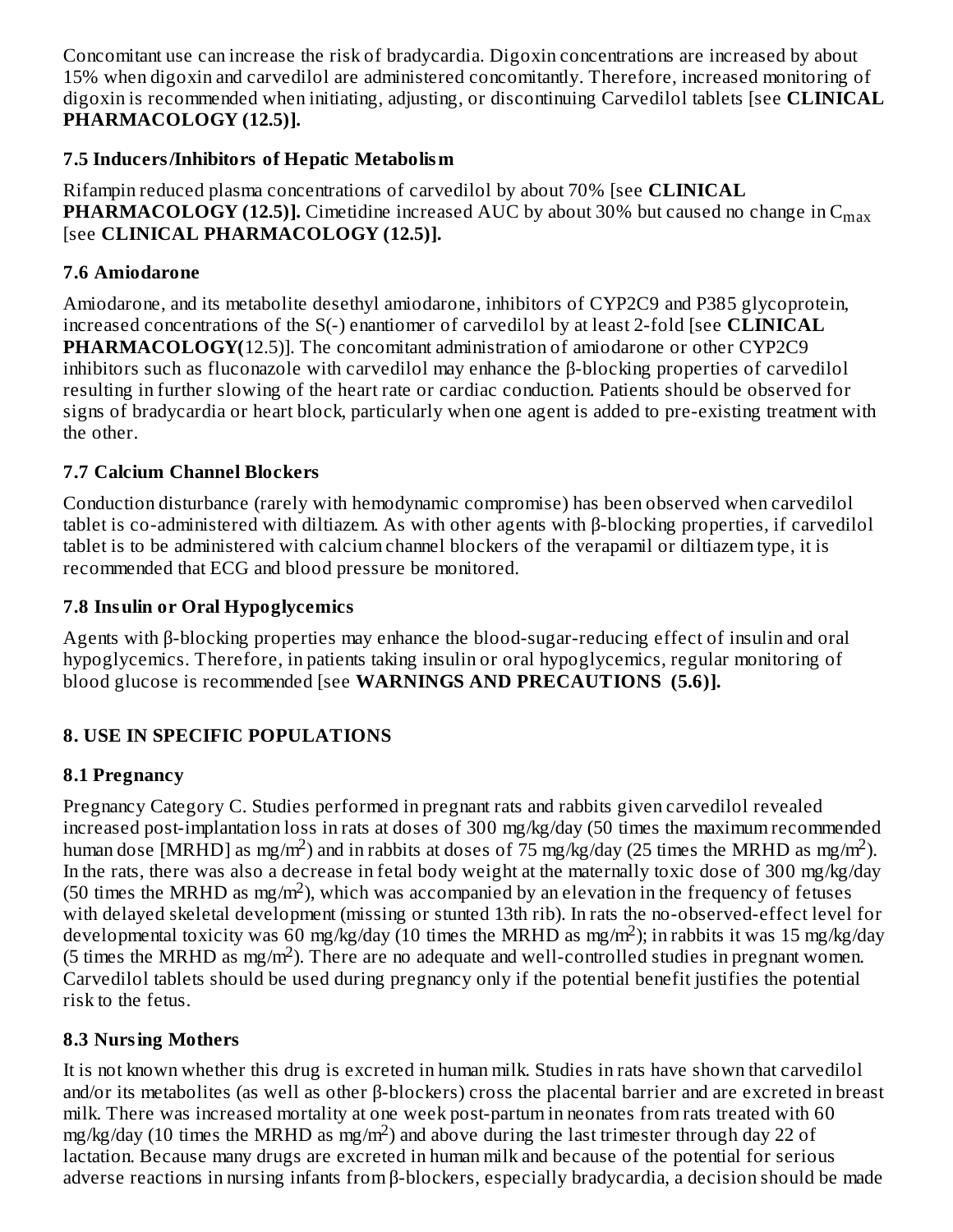Concomitant use can increase the risk of bradycardia. Digoxin concentrations are increased by about 15% when digoxin and carvedilol are administered concomitantly. Therefore, increased monitoring of digoxin is recommended when initiating, adjusting, or discontinuing Carvedilol tablets [see **CLINICAL PHARMACOLOGY (12.5)].**

### 7.5 Inducers/Inhibitors of Hepatic Metabolism

Rifampin reduced plasma concentrations of carvedilol by about 70% [see **CLINICAL PHARMACOLOGY (12.5)].** Cimetidine increased AUC by about 30% but caused no change in $C_{max}$ [see **CLINICAL PHARMACOLOGY (12.5)].**

### 7.6 Amiodarone

Amiodarone, and its metabolite desethyl amiodarone, inhibitors of CYP2C9 and P385 glycoprotein, increased concentrations of the S(-) enantiomer of carvedilol by at least 2-fold [see **CLINICAL PHARMACOLOGY(**12.5)]. The concomitant administration of amiodarone or other CYP2C9 inhibitors such as fluconazole with carvedilol may enhance the β-blocking properties of carvedilol resulting in further slowing of the heart rate or cardiac conduction. Patients should be observed for signs of bradycardia or heart block, particularly when one agent is added to pre-existing treatment with the other.

### 7.7 Calcium Channel Blockers

Conduction disturbance (rarely with hemodynamic compromise) has been observed when carvedilol tablet is co-administered with diltiazem. As with other agents with β-blocking properties, if carvedilol tablet is to be administered with calcium channel blockers of the verapamil or diltiazem type, it is recommended that ECG and blood pressure be monitored.

### 7.8 Insulin or Oral Hypoglycemics

Agents with β-blocking properties may enhance the blood-sugar-reducing effect of insulin and oral hypoglycemics. Therefore, in patients taking insulin or oral hypoglycemics, regular monitoring of blood glucose is recommended [see **WARNINGS AND PRECAUTIONS (5.6)].**

## 8. USE IN SPECIFIC POPULATIONS

### 8.1 Pregnancy

Pregnancy Category C. Studies performed in pregnant rats and rabbits given carvedilol revealed increased post-implantation loss in rats at doses of 300 mg/kg/day (50 times the maximum recommended human dose [MRHD] as $mg/m^2$) and in rabbits at doses of 75 mg/kg/day (25 times the MRHD as $mg/m^2$). In the rats, there was also a decrease in fetal body weight at the maternally toxic dose of 300 mg/kg/day (50 times the MRHD as $mg/m^2$), which was accompanied by an elevation in the frequency of fetuses with delayed skeletal development (missing or stunted 13th rib). In rats the no-observed-effect level for developmental toxicity was 60 mg/kg/day (10 times the MRHD as $mg/m^2$); in rabbits it was 15 mg/kg/day (5 times the MRHD as $mg/m^2$). There are no adequate and well-controlled studies in pregnant women. Carvedilol tablets should be used during pregnancy only if the potential benefit justifies the potential risk to the fetus.

### 8.3 Nursing Mothers

It is not known whether this drug is excreted in human milk. Studies in rats have shown that carvedilol and/or its metabolites (as well as other β-blockers) cross the placental barrier and are excreted in breast milk. There was increased mortality at one week post-partum in neonates from rats treated with 60 mg/kg/day (10 times the MRHD as $mg/m^2$) and above during the last trimester through day 22 of lactation. Because many drugs are excreted in human milk and because of the potential for serious adverse reactions in nursing infants from β-blockers, especially bradycardia, a decision should be made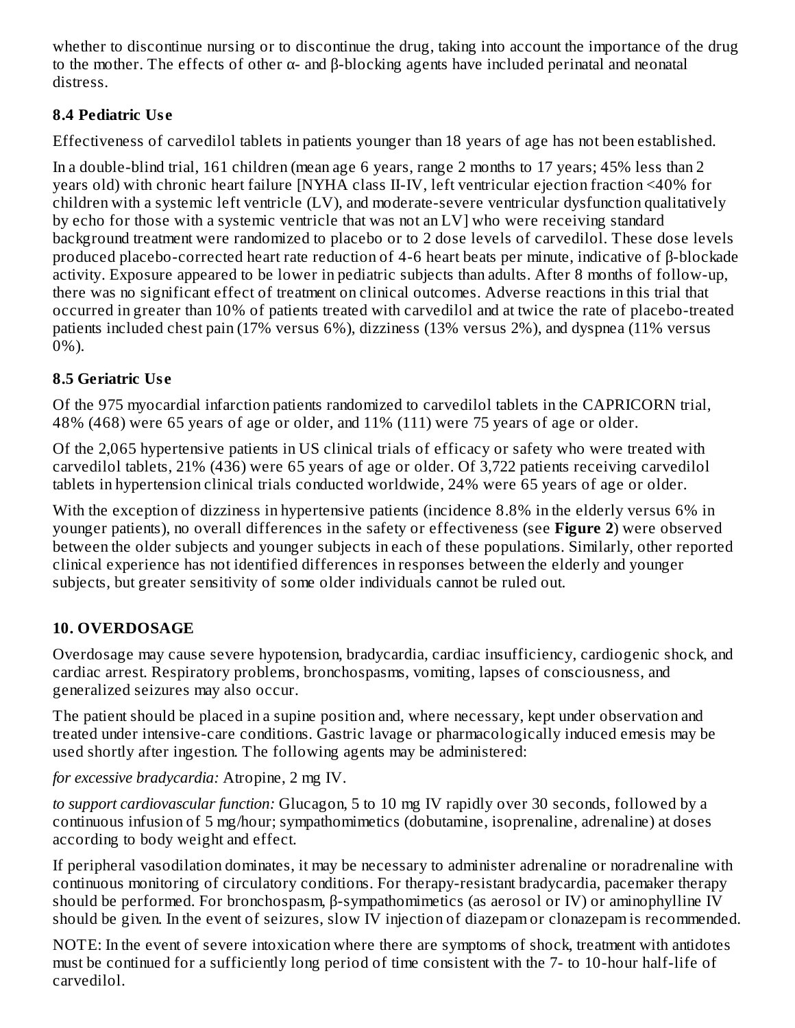whether to discontinue nursing or to discontinue the drug, taking into account the importance of the drug to the mother. The effects of other α- and β-blocking agents have included perinatal and neonatal distress.

### 8.4 Pediatric Use

Effectiveness of carvedilol tablets in patients younger than 18 years of age has not been established.

In a double-blind trial, 161 children (mean age 6 years, range 2 months to 17 years; 45% less than 2 years old) with chronic heart failure [NYHA class II-IV, left ventricular ejection fraction <40% for children with a systemic left ventricle (LV), and moderate-severe ventricular dysfunction qualitatively by echo for those with a systemic ventricle that was not an LV] who were receiving standard background treatment were randomized to placebo or to 2 dose levels of carvedilol. These dose levels produced placebo-corrected heart rate reduction of 4-6 heart beats per minute, indicative of β-blockade activity. Exposure appeared to be lower in pediatric subjects than adults. After 8 months of follow-up, there was no significant effect of treatment on clinical outcomes. Adverse reactions in this trial that occurred in greater than 10% of patients treated with carvedilol and at twice the rate of placebo-treated patients included chest pain (17% versus 6%), dizziness (13% versus 2%), and dyspnea (11% versus 0%).

### 8.5 Geriatric Use

Of the 975 myocardial infarction patients randomized to carvedilol tablets in the CAPRICORN trial, 48% (468) were 65 years of age or older, and 11% (111) were 75 years of age or older.

Of the 2,065 hypertensive patients in US clinical trials of efficacy or safety who were treated with carvedilol tablets, 21% (436) were 65 years of age or older. Of 3,722 patients receiving carvedilol tablets in hypertension clinical trials conducted worldwide, 24% were 65 years of age or older.

With the exception of dizziness in hypertensive patients (incidence 8.8% in the elderly versus 6% in younger patients), no overall differences in the safety or effectiveness (see **Figure 2**) were observed between the older subjects and younger subjects in each of these populations. Similarly, other reported clinical experience has not identified differences in responses between the elderly and younger subjects, but greater sensitivity of some older individuals cannot be ruled out.

## 10. OVERDOSAGE

Overdosage may cause severe hypotension, bradycardia, cardiac insufficiency, cardiogenic shock, and cardiac arrest. Respiratory problems, bronchospasms, vomiting, lapses of consciousness, and generalized seizures may also occur.

The patient should be placed in a supine position and, where necessary, kept under observation and treated under intensive-care conditions. Gastric lavage or pharmacologically induced emesis may be used shortly after ingestion. The following agents may be administered:

*for excessive bradycardia:* Atropine, 2 mg IV.

*to support cardiovascular function:* Glucagon, 5 to 10 mg IV rapidly over 30 seconds, followed by a continuous infusion of 5 mg/hour; sympathomimetics (dobutamine, isoprenaline, adrenaline) at doses according to body weight and effect.

If peripheral vasodilation dominates, it may be necessary to administer adrenaline or noradrenaline with continuous monitoring of circulatory conditions. For therapy-resistant bradycardia, pacemaker therapy should be performed. For bronchospasm, β-sympathomimetics (as aerosol or IV) or aminophylline IV should be given. In the event of seizures, slow IV injection of diazepam or clonazepam is recommended.

NOTE: In the event of severe intoxication where there are symptoms of shock, treatment with antidotes must be continued for a sufficiently long period of time consistent with the 7- to 10-hour half-life of carvedilol.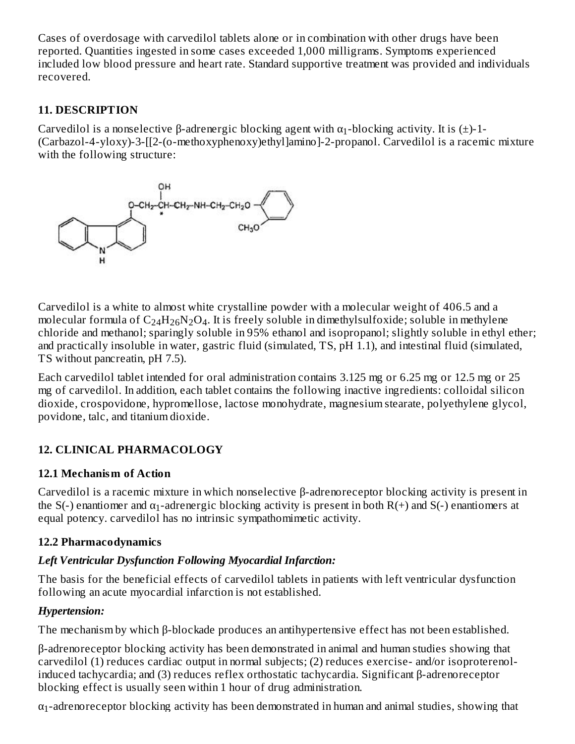Cases of overdosage with carvedilol tablets alone or in combination with other drugs have been reported. Quantities ingested in some cases exceeded 1,000 milligrams. Symptoms experienced included low blood pressure and heart rate. Standard supportive treatment was provided and individuals recovered.

## 11. DESCRIPTION

Carvedilol is a nonselective β-adrenergic blocking agent with $\alpha_1$-blocking activity. It is (±)-1-(Carbazol-4-yloxy)-3-[[2-(o-methoxyphenoxy)ethyl]amino]-2-propanol. Carvedilol is a racemic mixture with the following structure:

Carvedilol is a white to almost white crystalline powder with a molecular weight of 406.5 and a molecular formula of $C_{24}H_{26}N_2O_4$. It is freely soluble in dimethylsulfoxide; soluble in methylene chloride and methanol; sparingly soluble in 95% ethanol and isopropanol; slightly soluble in ethyl ether; and practically insoluble in water, gastric fluid (simulated, TS, pH 1.1), and intestinal fluid (simulated, TS without pancreatin, pH 7.5).

Each carvedilol tablet intended for oral administration contains 3.125 mg or 6.25 mg or 12.5 mg or 25 mg of carvedilol. In addition, each tablet contains the following inactive ingredients: colloidal silicon dioxide, crospovidone, hypromellose, lactose monohydrate, magnesium stearate, polyethylene glycol, povidone, talc, and titanium dioxide.

## 12. CLINICAL PHARMACOLOGY

### 12.1 Mechanism of Action

Carvedilol is a racemic mixture in which nonselective β-adrenoreceptor blocking activity is present in the S(-) enantiomer and $\alpha_1$-adrenergic blocking activity is present in both R(+) and S(-) enantiomers at equal potency. carvedilol has no intrinsic sympathomimetic activity.

### 12.2 Pharmacodynamics

***Left Ventricular Dysfunction Following Myocardial Infarction:***

The basis for the beneficial effects of carvedilol tablets in patients with left ventricular dysfunction following an acute myocardial infarction is not established.

***Hypertension:***

The mechanism by which β-blockade produces an antihypertensive effect has not been established.

β-adrenoreceptor blocking activity has been demonstrated in animal and human studies showing that carvedilol (1) reduces cardiac output in normal subjects; (2) reduces exercise- and/or isoproterenol-induced tachycardia; and (3) reduces reflex orthostatic tachycardia. Significant β-adrenoreceptor blocking effect is usually seen within 1 hour of drug administration.

$\alpha_1$-adrenoreceptor blocking activity has been demonstrated in human and animal studies, showing that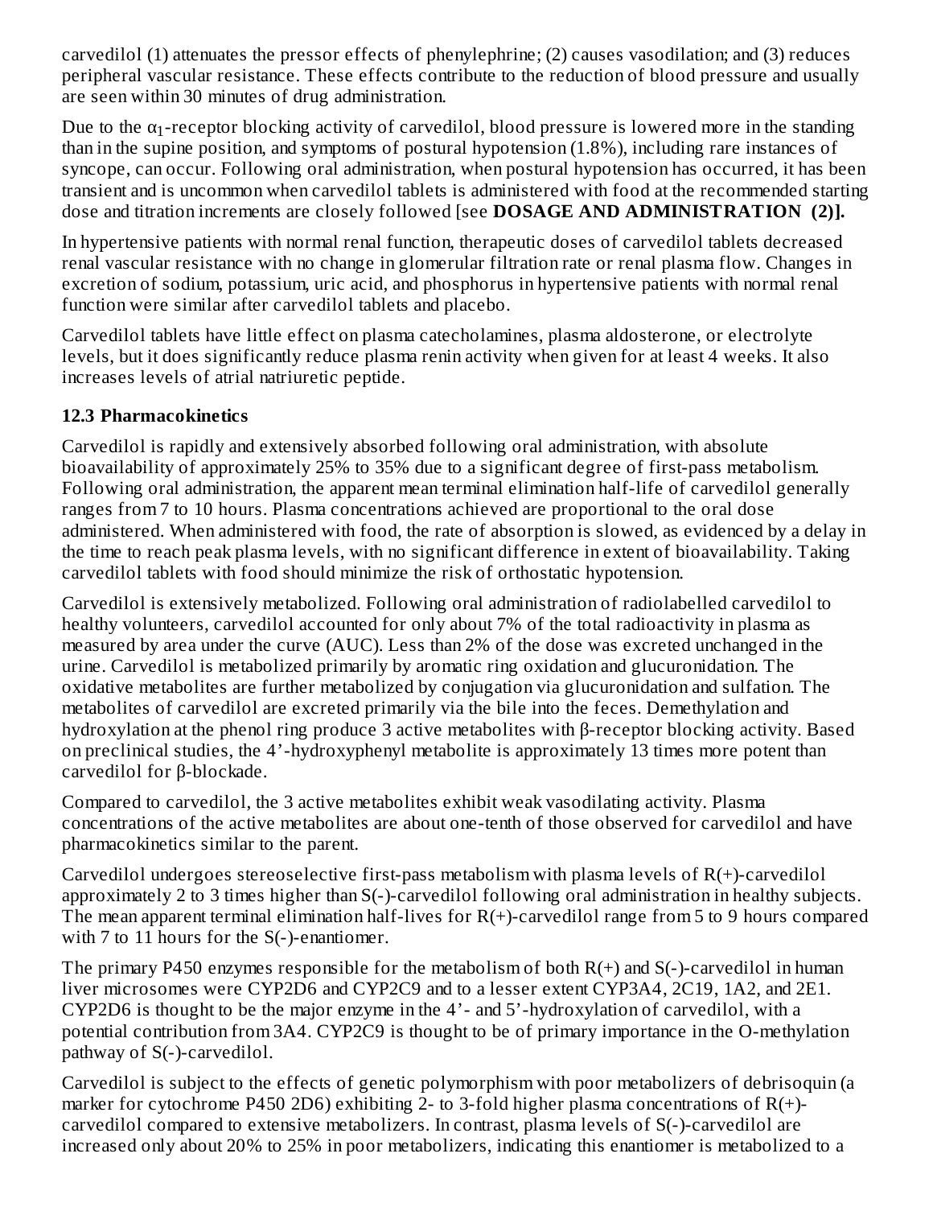carvedilol (1) attenuates the pressor effects of phenylephrine; (2) causes vasodilation; and (3) reduces peripheral vascular resistance. These effects contribute to the reduction of blood pressure and usually are seen within 30 minutes of drug administration.

Due to the $\alpha_1$-receptor blocking activity of carvedilol, blood pressure is lowered more in the standing than in the supine position, and symptoms of postural hypotension (1.8%), including rare instances of syncope, can occur. Following oral administration, when postural hypotension has occurred, it has been transient and is uncommon when carvedilol tablets is administered with food at the recommended starting dose and titration increments are closely followed [see **DOSAGE AND ADMINISTRATION (2)].**

In hypertensive patients with normal renal function, therapeutic doses of carvedilol tablets decreased renal vascular resistance with no change in glomerular filtration rate or renal plasma flow. Changes in excretion of sodium, potassium, uric acid, and phosphorus in hypertensive patients with normal renal function were similar after carvedilol tablets and placebo.

Carvedilol tablets have little effect on plasma catecholamines, plasma aldosterone, or electrolyte levels, but it does significantly reduce plasma renin activity when given for at least 4 weeks. It also increases levels of atrial natriuretic peptide.

### 12.3 Pharmacokinetics

Carvedilol is rapidly and extensively absorbed following oral administration, with absolute bioavailability of approximately 25% to 35% due to a significant degree of first-pass metabolism. Following oral administration, the apparent mean terminal elimination half-life of carvedilol generally ranges from 7 to 10 hours. Plasma concentrations achieved are proportional to the oral dose administered. When administered with food, the rate of absorption is slowed, as evidenced by a delay in the time to reach peak plasma levels, with no significant difference in extent of bioavailability. Taking carvedilol tablets with food should minimize the risk of orthostatic hypotension.

Carvedilol is extensively metabolized. Following oral administration of radiolabelled carvedilol to healthy volunteers, carvedilol accounted for only about 7% of the total radioactivity in plasma as measured by area under the curve (AUC). Less than 2% of the dose was excreted unchanged in the urine. Carvedilol is metabolized primarily by aromatic ring oxidation and glucuronidation. The oxidative metabolites are further metabolized by conjugation via glucuronidation and sulfation. The metabolites of carvedilol are excreted primarily via the bile into the feces. Demethylation and hydroxylation at the phenol ring produce 3 active metabolites with β-receptor blocking activity. Based on preclinical studies, the 4'-hydroxyphenyl metabolite is approximately 13 times more potent than carvedilol for β-blockade.

Compared to carvedilol, the 3 active metabolites exhibit weak vasodilating activity. Plasma concentrations of the active metabolites are about one-tenth of those observed for carvedilol and have pharmacokinetics similar to the parent.

Carvedilol undergoes stereoselective first-pass metabolism with plasma levels of R(+)-carvedilol approximately 2 to 3 times higher than S(-)-carvedilol following oral administration in healthy subjects. The mean apparent terminal elimination half-lives for R(+)-carvedilol range from 5 to 9 hours compared with 7 to 11 hours for the S(-)-enantiomer.

The primary P450 enzymes responsible for the metabolism of both R(+) and S(-)-carvedilol in human liver microsomes were CYP2D6 and CYP2C9 and to a lesser extent CYP3A4, 2C19, 1A2, and 2E1. CYP2D6 is thought to be the major enzyme in the 4'- and 5'-hydroxylation of carvedilol, with a potential contribution from 3A4. CYP2C9 is thought to be of primary importance in the O-methylation pathway of S(-)-carvedilol.

Carvedilol is subject to the effects of genetic polymorphism with poor metabolizers of debrisoquin (a marker for cytochrome P450 2D6) exhibiting 2- to 3-fold higher plasma concentrations of R(+)-carvedilol compared to extensive metabolizers. In contrast, plasma levels of S(-)-carvedilol are increased only about 20% to 25% in poor metabolizers, indicating this enantiomer is metabolized to a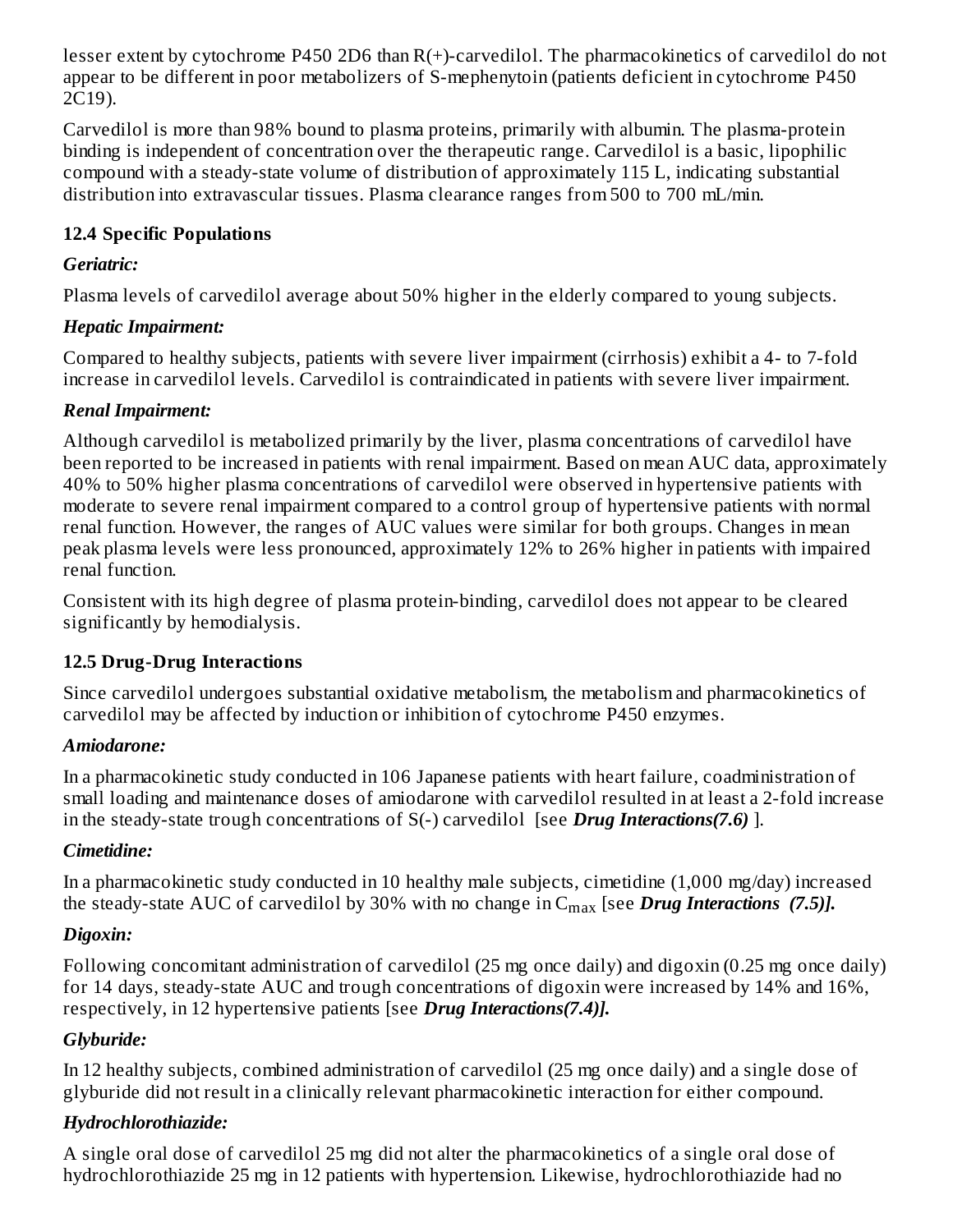lesser extent by cytochrome P450 2D6 than R(+)-carvedilol. The pharmacokinetics of carvedilol do not appear to be different in poor metabolizers of S-mephenytoin (patients deficient in cytochrome P450 2C19).

Carvedilol is more than 98% bound to plasma proteins, primarily with albumin. The plasma-protein binding is independent of concentration over the therapeutic range. Carvedilol is a basic, lipophilic compound with a steady-state volume of distribution of approximately 115 L, indicating substantial distribution into extravascular tissues. Plasma clearance ranges from 500 to 700 mL/min.

### 12.4 Specific Populations

***Geriatric:***

Plasma levels of carvedilol average about 50% higher in the elderly compared to young subjects.

***Hepatic Impairment:***

Compared to healthy subjects, patients with severe liver impairment (cirrhosis) exhibit a 4- to 7-fold increase in carvedilol levels. Carvedilol is contraindicated in patients with severe liver impairment.

***Renal Impairment:***

Although carvedilol is metabolized primarily by the liver, plasma concentrations of carvedilol have been reported to be increased in patients with renal impairment. Based on mean AUC data, approximately 40% to 50% higher plasma concentrations of carvedilol were observed in hypertensive patients with moderate to severe renal impairment compared to a control group of hypertensive patients with normal renal function. However, the ranges of AUC values were similar for both groups. Changes in mean peak plasma levels were less pronounced, approximately 12% to 26% higher in patients with impaired renal function.

Consistent with its high degree of plasma protein-binding, carvedilol does not appear to be cleared significantly by hemodialysis.

### 12.5 Drug-Drug Interactions

Since carvedilol undergoes substantial oxidative metabolism, the metabolism and pharmacokinetics of carvedilol may be affected by induction or inhibition of cytochrome P450 enzymes.

***Amiodarone:***

In a pharmacokinetic study conducted in 106 Japanese patients with heart failure, coadministration of small loading and maintenance doses of amiodarone with carvedilol resulted in at least a 2-fold increase in the steady-state trough concentrations of S(-) carvedilol [see ***Drug Interactions(7.6)*** ].

***Cimetidine:***

In a pharmacokinetic study conducted in 10 healthy male subjects, cimetidine (1,000 mg/day) increased the steady-state AUC of carvedilol by 30% with no change in $C_{max}$ [see ***Drug Interactions (7.5)].***

***Digoxin:***

Following concomitant administration of carvedilol (25 mg once daily) and digoxin (0.25 mg once daily) for 14 days, steady-state AUC and trough concentrations of digoxin were increased by 14% and 16%, respectively, in 12 hypertensive patients [see ***Drug Interactions(7.4)].***

***Glyburide:***

In 12 healthy subjects, combined administration of carvedilol (25 mg once daily) and a single dose of glyburide did not result in a clinically relevant pharmacokinetic interaction for either compound.

***Hydrochlorothiazide:***

A single oral dose of carvedilol 25 mg did not alter the pharmacokinetics of a single oral dose of hydrochlorothiazide 25 mg in 12 patients with hypertension. Likewise, hydrochlorothiazide had no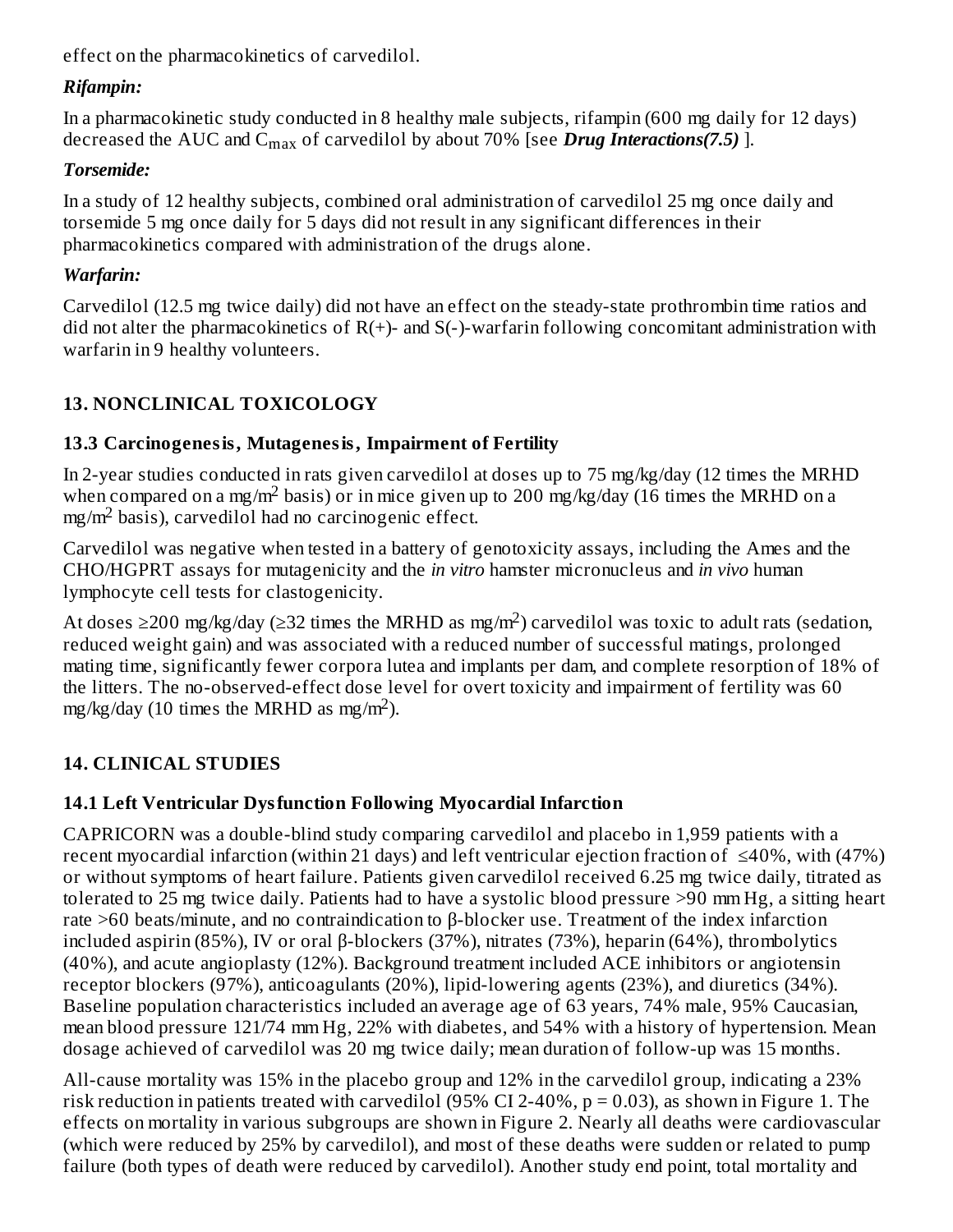effect on the pharmacokinetics of carvedilol.

***Rifampin:***

In a pharmacokinetic study conducted in 8 healthy male subjects, rifampin (600 mg daily for 12 days) decreased the AUC and $C_{max}$ of carvedilol by about 70% [see ***Drug Interactions(7.5)*** ].

***Torsemide:***

In a study of 12 healthy subjects, combined oral administration of carvedilol 25 mg once daily and torsemide 5 mg once daily for 5 days did not result in any significant differences in their pharmacokinetics compared with administration of the drugs alone.

***Warfarin:***

Carvedilol (12.5 mg twice daily) did not have an effect on the steady-state prothrombin time ratios and did not alter the pharmacokinetics of R(+)- and S(-)-warfarin following concomitant administration with warfarin in 9 healthy volunteers.

## 13. NONCLINICAL TOXICOLOGY

### 13.3 Carcinogenesis, Mutagenesis, Impairment of Fertility

In 2-year studies conducted in rats given carvedilol at doses up to 75 mg/kg/day (12 times the MRHD when compared on a $mg/m^2$ basis) or in mice given up to 200 mg/kg/day (16 times the MRHD on a $mg/m^2$ basis), carvedilol had no carcinogenic effect.

Carvedilol was negative when tested in a battery of genotoxicity assays, including the Ames and the CHO/HGPRT assays for mutagenicity and the *in vitro* hamster micronucleus and *in vivo* human lymphocyte cell tests for clastogenicity.

At doses ≥200 mg/kg/day (≥32 times the MRHD as $mg/m^2$) carvedilol was toxic to adult rats (sedation, reduced weight gain) and was associated with a reduced number of successful matings, prolonged mating time, significantly fewer corpora lutea and implants per dam, and complete resorption of 18% of the litters. The no-observed-effect dose level for overt toxicity and impairment of fertility was 60 mg/kg/day (10 times the MRHD as $mg/m^2$).

## 14. CLINICAL STUDIES

### 14.1 Left Ventricular Dysfunction Following Myocardial Infarction

CAPRICORN was a double-blind study comparing carvedilol and placebo in 1,959 patients with a recent myocardial infarction (within 21 days) and left ventricular ejection fraction of ≤40%, with (47%) or without symptoms of heart failure. Patients given carvedilol received 6.25 mg twice daily, titrated as tolerated to 25 mg twice daily. Patients had to have a systolic blood pressure >90 mm Hg, a sitting heart rate >60 beats/minute, and no contraindication to β-blocker use. Treatment of the index infarction included aspirin (85%), IV or oral β-blockers (37%), nitrates (73%), heparin (64%), thrombolytics (40%), and acute angioplasty (12%). Background treatment included ACE inhibitors or angiotensin receptor blockers (97%), anticoagulants (20%), lipid-lowering agents (23%), and diuretics (34%). Baseline population characteristics included an average age of 63 years, 74% male, 95% Caucasian, mean blood pressure 121/74 mm Hg, 22% with diabetes, and 54% with a history of hypertension. Mean dosage achieved of carvedilol was 20 mg twice daily; mean duration of follow-up was 15 months.

All-cause mortality was 15% in the placebo group and 12% in the carvedilol group, indicating a 23% risk reduction in patients treated with carvedilol (95% CI 2-40%, $p = 0.03$), as shown in Figure 1. The effects on mortality in various subgroups are shown in Figure 2. Nearly all deaths were cardiovascular (which were reduced by 25% by carvedilol), and most of these deaths were sudden or related to pump failure (both types of death were reduced by carvedilol). Another study end point, total mortality and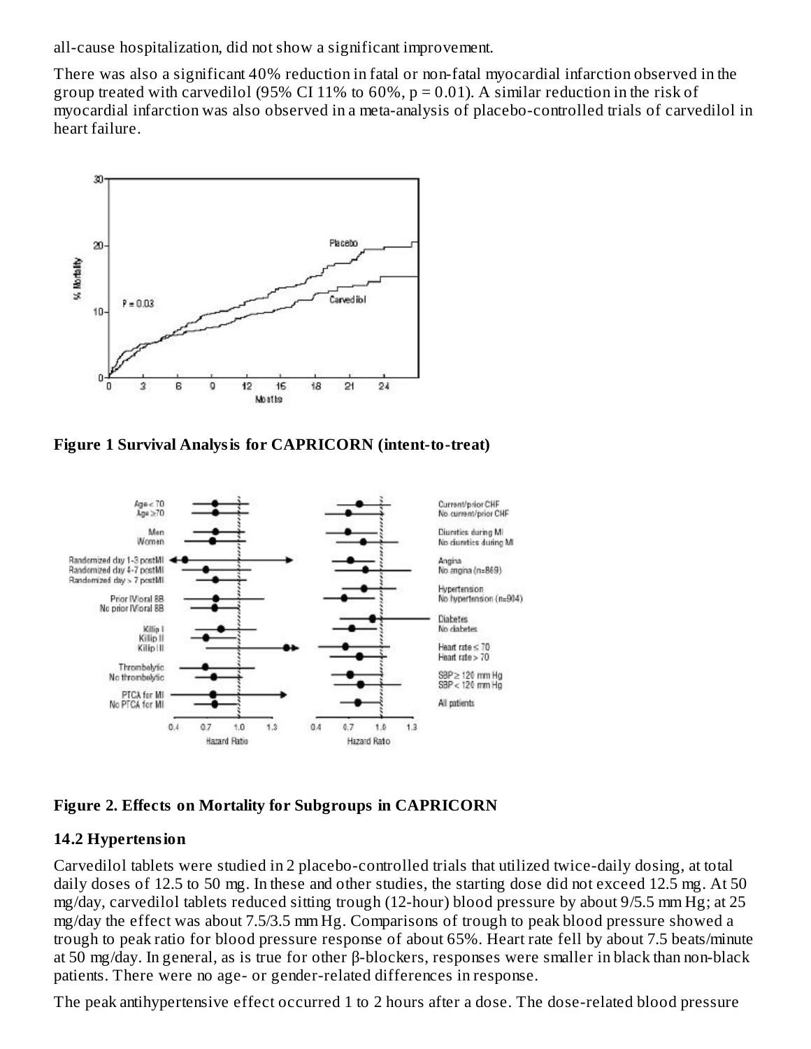all-cause hospitalization, did not show a significant improvement.

There was also a significant 40% reduction in fatal or non-fatal myocardial infarction observed in the group treated with carvedilol (95% CI 11% to 60%, p = 0.01). A similar reduction in the risk of myocardial infarction was also observed in a meta-analysis of placebo-controlled trials of carvedilol in heart failure.

**Figure 1 Survival Analysis for CAPRICORN (intent-to-treat)**

**Figure 2. Effects on Mortality for Subgroups in CAPRICORN**

### 14.2 Hypertension

Carvedilol tablets were studied in 2 placebo-controlled trials that utilized twice-daily dosing, at total daily doses of 12.5 to 50 mg. In these and other studies, the starting dose did not exceed 12.5 mg. At 50 mg/day, carvedilol tablets reduced sitting trough (12-hour) blood pressure by about 9/5.5 mm Hg; at 25 mg/day the effect was about 7.5/3.5 mm Hg. Comparisons of trough to peak blood pressure showed a trough to peak ratio for blood pressure response of about 65%. Heart rate fell by about 7.5 beats/minute at 50 mg/day. In general, as is true for other β-blockers, responses were smaller in black than non-black patients. There were no age- or gender-related differences in response.

The peak antihypertensive effect occurred 1 to 2 hours after a dose. The dose-related blood pressure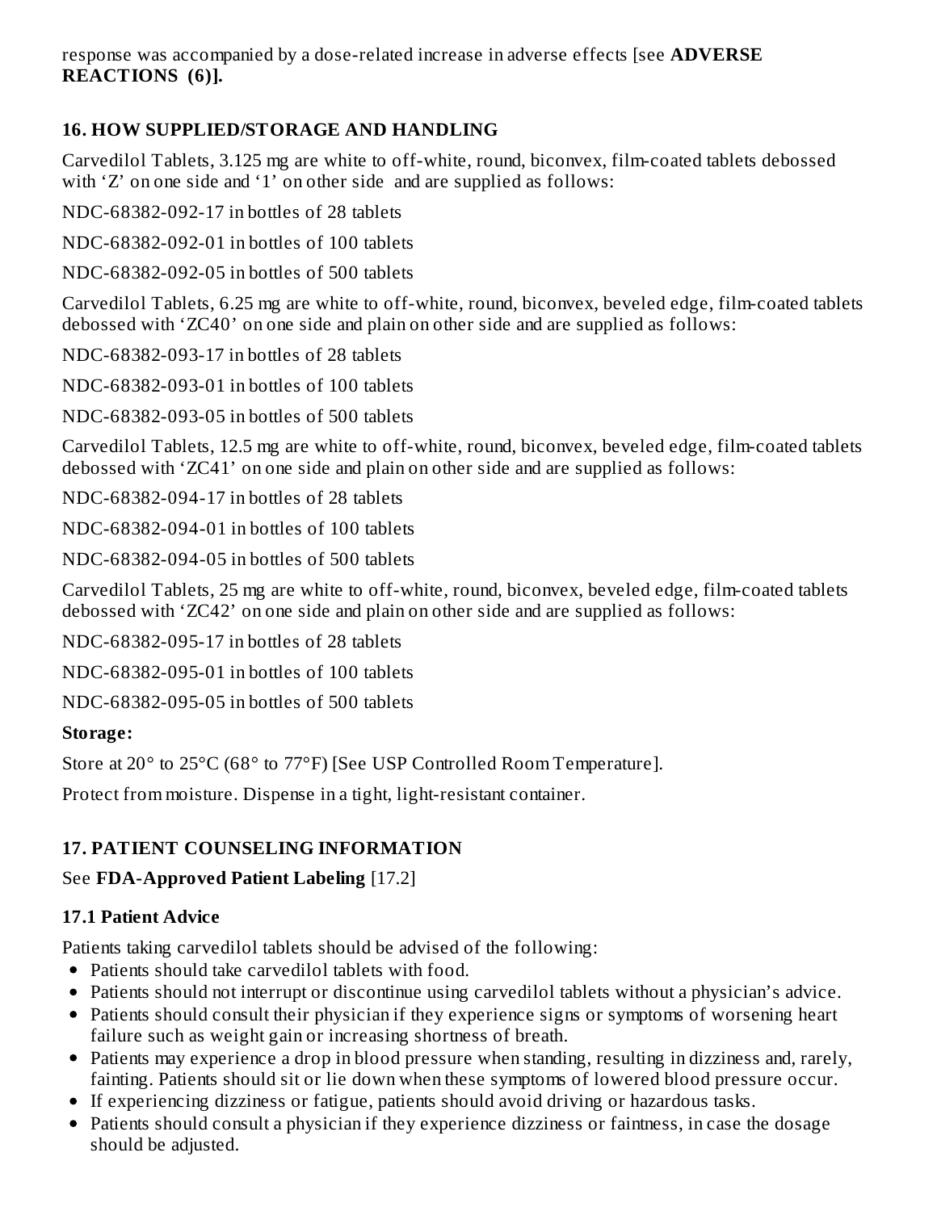response was accompanied by a dose-related increase in adverse effects [see **ADVERSE REACTIONS (6)].**

## 16. HOW SUPPLIED/STORAGE AND HANDLING

Carvedilol Tablets, 3.125 mg are white to off-white, round, biconvex, film-coated tablets debossed with ‘Z’ on one side and ‘1’ on other side and are supplied as follows:

NDC-68382-092-17 in bottles of 28 tablets

NDC-68382-092-01 in bottles of 100 tablets

NDC-68382-092-05 in bottles of 500 tablets

Carvedilol Tablets, 6.25 mg are white to off-white, round, biconvex, beveled edge, film-coated tablets debossed with ‘ZC40’ on one side and plain on other side and are supplied as follows:

NDC-68382-093-17 in bottles of 28 tablets

NDC-68382-093-01 in bottles of 100 tablets

NDC-68382-093-05 in bottles of 500 tablets

Carvedilol Tablets, 12.5 mg are white to off-white, round, biconvex, beveled edge, film-coated tablets debossed with ‘ZC41’ on one side and plain on other side and are supplied as follows:

NDC-68382-094-17 in bottles of 28 tablets

NDC-68382-094-01 in bottles of 100 tablets

NDC-68382-094-05 in bottles of 500 tablets

Carvedilol Tablets, 25 mg are white to off-white, round, biconvex, beveled edge, film-coated tablets debossed with ‘ZC42’ on one side and plain on other side and are supplied as follows:

NDC-68382-095-17 in bottles of 28 tablets

NDC-68382-095-01 in bottles of 100 tablets

NDC-68382-095-05 in bottles of 500 tablets

**Storage:**

Store at 20° to 25°C (68° to 77°F) [See USP Controlled Room Temperature].

Protect from moisture. Dispense in a tight, light-resistant container.

## 17. PATIENT COUNSELING INFORMATION

See **FDA-Approved Patient Labeling** [17.2]

### 17.1 Patient Advice

Patients taking carvedilol tablets should be advised of the following:

- Patients should take carvedilol tablets with food.
- Patients should not interrupt or discontinue using carvedilol tablets without a physician’s advice.
- Patients should consult their physician if they experience signs or symptoms of worsening heart failure such as weight gain or increasing shortness of breath.
- Patients may experience a drop in blood pressure when standing, resulting in dizziness and, rarely, fainting. Patients should sit or lie down when these symptoms of lowered blood pressure occur.
- If experiencing dizziness or fatigue, patients should avoid driving or hazardous tasks.
- Patients should consult a physician if they experience dizziness or faintness, in case the dosage should be adjusted.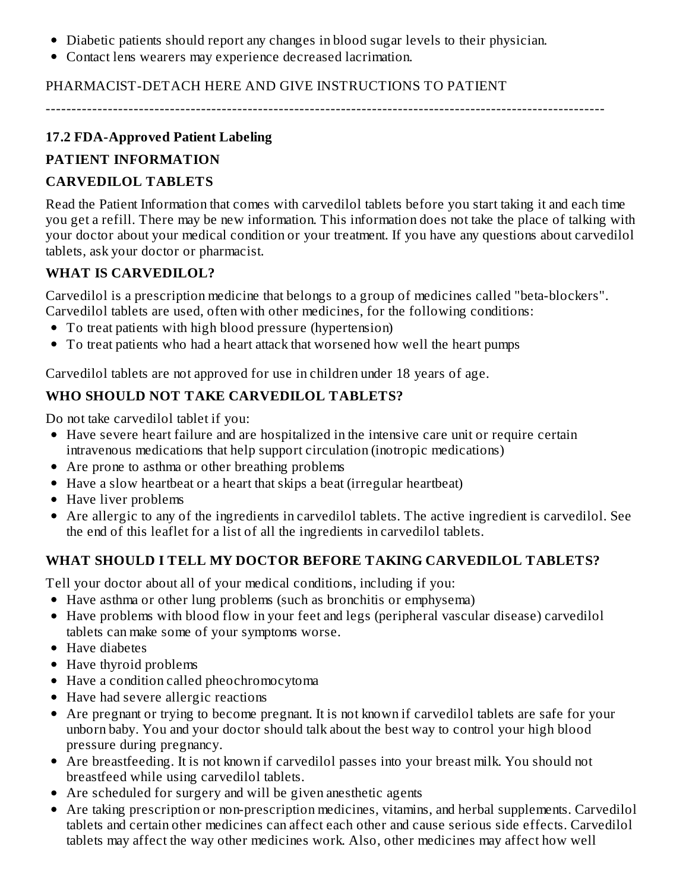- Diabetic patients should report any changes in blood sugar levels to their physician.
- Contact lens wearers may experience decreased lacrimation.

PHARMACIST-DETACH HERE AND GIVE INSTRUCTIONS TO PATIENT

---

### 17.2 FDA-Approved Patient Labeling

**PATIENT INFORMATION**

**CARVEDILOL TABLETS**

Read the Patient Information that comes with carvedilol tablets before you start taking it and each time you get a refill. There may be new information. This information does not take the place of talking with your doctor about your medical condition or your treatment. If you have any questions about carvedilol tablets, ask your doctor or pharmacist.

**WHAT IS CARVEDILOL?**

Carvedilol is a prescription medicine that belongs to a group of medicines called "beta-blockers". Carvedilol tablets are used, often with other medicines, for the following conditions:

- To treat patients with high blood pressure (hypertension)
- To treat patients who had a heart attack that worsened how well the heart pumps

Carvedilol tablets are not approved for use in children under 18 years of age.

**WHO SHOULD NOT TAKE CARVEDILOL TABLETS?**

Do not take carvedilol tablet if you:

- Have severe heart failure and are hospitalized in the intensive care unit or require certain intravenous medications that help support circulation (inotropic medications)
- Are prone to asthma or other breathing problems
- Have a slow heartbeat or a heart that skips a beat (irregular heartbeat)
- Have liver problems
- Are allergic to any of the ingredients in carvedilol tablets. The active ingredient is carvedilol. See the end of this leaflet for a list of all the ingredients in carvedilol tablets.

**WHAT SHOULD I TELL MY DOCTOR BEFORE TAKING CARVEDILOL TABLETS?**

Tell your doctor about all of your medical conditions, including if you:

- Have asthma or other lung problems (such as bronchitis or emphysema)
- Have problems with blood flow in your feet and legs (peripheral vascular disease) carvedilol tablets can make some of your symptoms worse.
- Have diabetes
- Have thyroid problems
- Have a condition called pheochromocytoma
- Have had severe allergic reactions
- Are pregnant or trying to become pregnant. It is not known if carvedilol tablets are safe for your unborn baby. You and your doctor should talk about the best way to control your high blood pressure during pregnancy.
- Are breastfeeding. It is not known if carvedilol passes into your breast milk. You should not breastfeed while using carvedilol tablets.
- Are scheduled for surgery and will be given anesthetic agents
- Are taking prescription or non-prescription medicines, vitamins, and herbal supplements. Carvedilol tablets and certain other medicines can affect each other and cause serious side effects. Carvedilol tablets may affect the way other medicines work. Also, other medicines may affect how well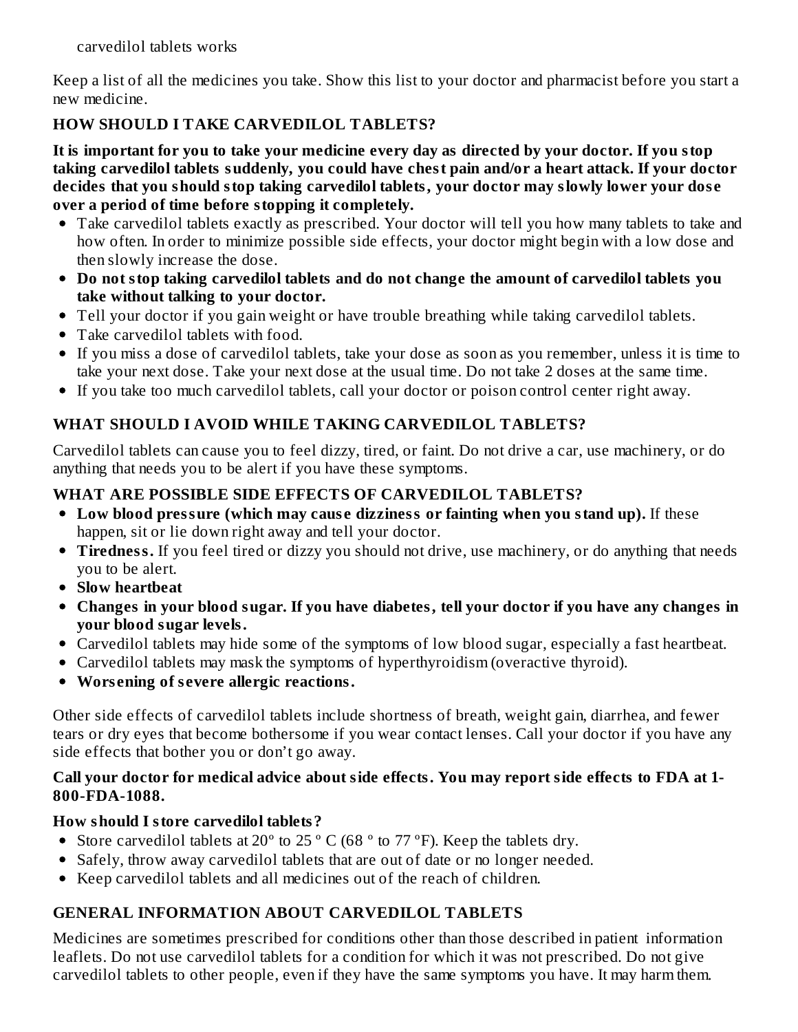carvedilol tablets works

Keep a list of all the medicines you take. Show this list to your doctor and pharmacist before you start a new medicine.

### HOW SHOULD I TAKE CARVEDILOL TABLETS?

**It is important for you to take your medicine every day as directed by your doctor. If you stop taking carvedilol tablets suddenly, you could have chest pain and/or a heart attack. If your doctor decides that you should stop taking carvedilol tablets, your doctor may slowly lower your dose over a period of time before stopping it completely.**

- Take carvedilol tablets exactly as prescribed. Your doctor will tell you how many tablets to take and how often. In order to minimize possible side effects, your doctor might begin with a low dose and then slowly increase the dose.
- **Do not stop taking carvedilol tablets and do not change the amount of carvedilol tablets you take without talking to your doctor.**
- Tell your doctor if you gain weight or have trouble breathing while taking carvedilol tablets.
- Take carvedilol tablets with food.
- If you miss a dose of carvedilol tablets, take your dose as soon as you remember, unless it is time to take your next dose. Take your next dose at the usual time. Do not take 2 doses at the same time.
- If you take too much carvedilol tablets, call your doctor or poison control center right away.

### WHAT SHOULD I AVOID WHILE TAKING CARVEDILOL TABLETS?

Carvedilol tablets can cause you to feel dizzy, tired, or faint. Do not drive a car, use machinery, or do anything that needs you to be alert if you have these symptoms.

### WHAT ARE POSSIBLE SIDE EFFECTS OF CARVEDILOL TABLETS?

- **Low blood pressure (which may cause dizziness or fainting when you stand up).** If these happen, sit or lie down right away and tell your doctor.
- **Tiredness.** If you feel tired or dizzy you should not drive, use machinery, or do anything that needs you to be alert.
- **Slow heartbeat**
- **Changes in your blood sugar. If you have diabetes, tell your doctor if you have any changes in your blood sugar levels.**
- Carvedilol tablets may hide some of the symptoms of low blood sugar, especially a fast heartbeat.
- Carvedilol tablets may mask the symptoms of hyperthyroidism (overactive thyroid).
- **Worsening of severe allergic reactions.**

Other side effects of carvedilol tablets include shortness of breath, weight gain, diarrhea, and fewer tears or dry eyes that become bothersome if you wear contact lenses. Call your doctor if you have any side effects that bother you or don't go away.

**Call your doctor for medical advice about side effects. You may report side effects to FDA at 1-800-FDA-1088.**

#### How should I store carvedilol tablets?

- Store carvedilol tablets at 20º to 25 º C (68 º to 77 ºF). Keep the tablets dry.
- Safely, throw away carvedilol tablets that are out of date or no longer needed.
- Keep carvedilol tablets and all medicines out of the reach of children.

### GENERAL INFORMATION ABOUT CARVEDILOL TABLETS

Medicines are sometimes prescribed for conditions other than those described in patient information leaflets. Do not use carvedilol tablets for a condition for which it was not prescribed. Do not give carvedilol tablets to other people, even if they have the same symptoms you have. It may harm them.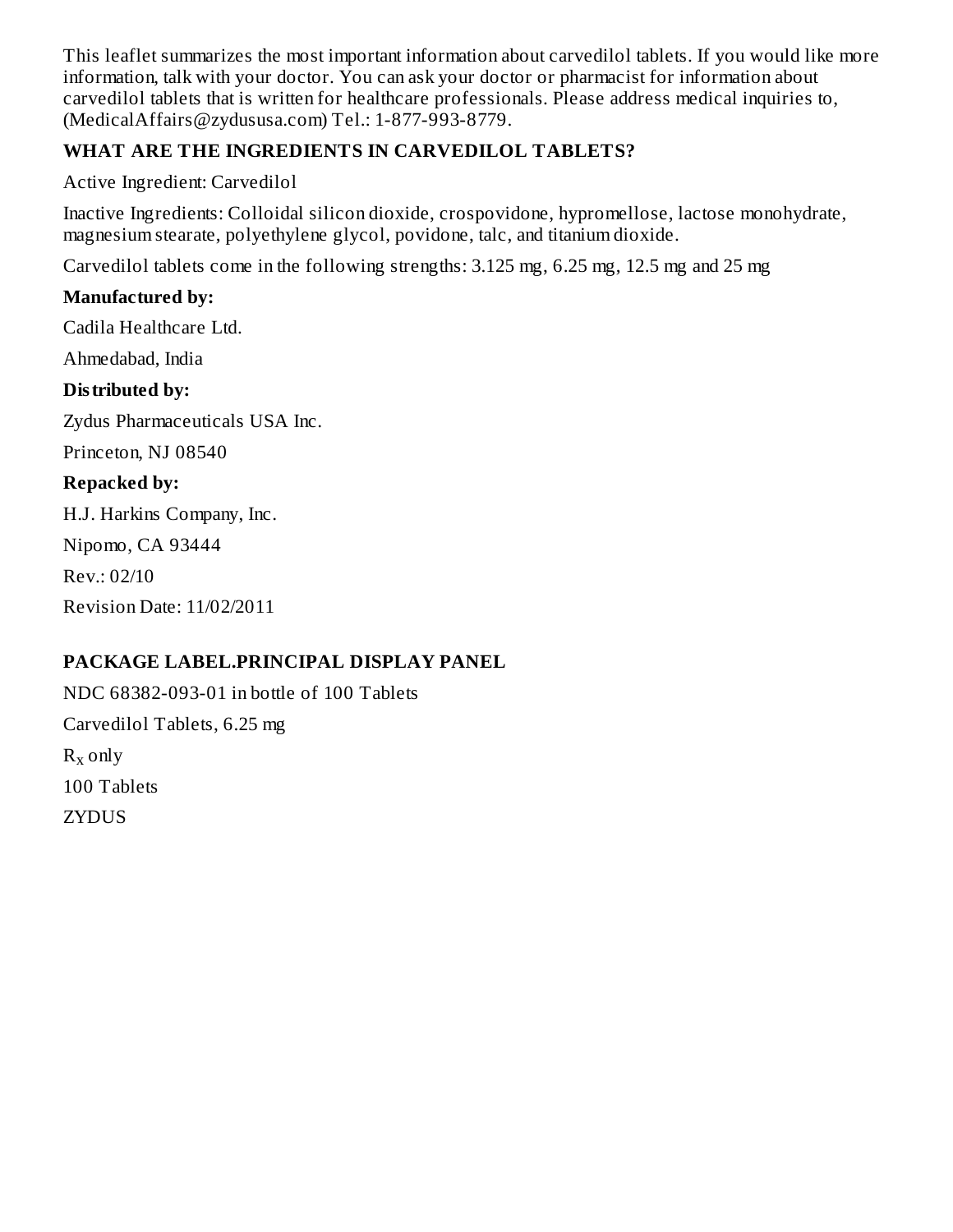This leaflet summarizes the most important information about carvedilol tablets. If you would like more information, talk with your doctor. You can ask your doctor or pharmacist for information about carvedilol tablets that is written for healthcare professionals. Please address medical inquiries to, (MedicalAffairs@zydususa.com) Tel.: 1-877-993-8779.

**WHAT ARE THE INGREDIENTS IN CARVEDILOL TABLETS?**

Active Ingredient: Carvedilol

Inactive Ingredients: Colloidal silicon dioxide, crospovidone, hypromellose, lactose monohydrate, magnesium stearate, polyethylene glycol, povidone, talc, and titanium dioxide.

Carvedilol tablets come in the following strengths: 3.125 mg, 6.25 mg, 12.5 mg and 25 mg

**Manufactured by:**

Cadila Healthcare Ltd.

Ahmedabad, India

**Distributed by:**

Zydus Pharmaceuticals USA Inc.

Princeton, NJ 08540

**Repacked by:**

H.J. Harkins Company, Inc.

Nipomo, CA 93444

Rev.: 02/10

Revision Date: 11/02/2011

**PACKAGE LABEL.PRINCIPAL DISPLAY PANEL**

NDC 68382-093-01 in bottle of 100 Tablets

Carvedilol Tablets, 6.25 mg

$R_x$ only

100 Tablets

ZYDUS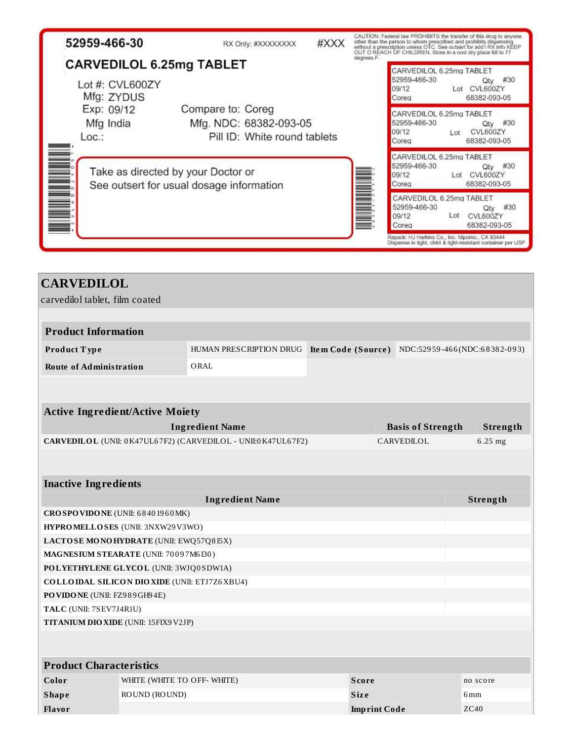52959-466-30

RX Only: #XXXXXXXX

#XXX

CAUTION: Federal law PROHIBITS the transfer of this drug to anyone other than the person to whom prescribed and prohibits dispensing without a prescription unless OTC. See outsert for add'l RX info KEEP OUT O REACH OF CHILDREN. Store in a cool dry place 68 to 77 degrees F.

**CARVEDILOL 6.25mg TABLET**

Lot #: CVL600ZY
Mfg: ZYDUS
Exp: 09/12
Mfg India
Loc.:

Compare to: Coreg
Mfg. NDC: 68382-093-05
Pill ID: White round tablets

Take as directed by your Doctor or
See outsert for usual dosage information

CARVEDILOL 6.25mg TABLET
52959-466-30 Qty #30
09/12 Lot CVL600ZY
Coreg 68382-093-05

CARVEDILOL 6.25mg TABLET
52959-466-30 Qty #30
09/12 Lot CVL600ZY
Coreg 68382-093-05

CARVEDILOL 6.25mg TABLET
52959-466-30 Qty #30
09/12 Lot CVL600ZY
Coreg 68382-093-05

CARVEDILOL 6.25mg TABLET
52959-466-30 Qty #30
09/12 Lot CVL600ZY
Coreg 68382-093-05

Repack: HJ Harkins Co., Inc. Nipomo., CA 93444
Dispense in tight, child & light-resistant container per USP

## CARVEDILOL

carvedilol tablet, film coated

| Product Information | | | |
|---|---|---|---|
| **Product Type** | HUMAN PRESCRIPTION DRUG | **Item Code (Source)** | NDC:52959-466(NDC:68382-093) |
| **Route of Administration** | ORAL | | |

| Active Ingredient/Active Moiety | | |
|---|---|---|
| **Ingredient Name** | **Basis of Strength** | **Strength** |
| **CARVEDILOL** (UNII: 0K47UL67F2) (CARVEDILOL - UNII:0K47UL67F2) | CARVEDILOL | 6.25 mg |

| Inactive Ingredients | |
|---|---|
| **Ingredient Name** | **Strength** |
| **CROSPOVIDONE** (UNII: 68401960MK) | |
| **HYPROMELLOSES** (UNII: 3NXW29V3WO) | |
| **LACTOSE MONOHYDRATE** (UNII: EWQ57Q8I5X) | |
| **MAGNESIUM STEARATE** (UNII: 70097M6I30) | |
| **POLYETHYLENE GLYCOL** (UNII: 3WJQ0SDW1A) | |
| **COLLOIDAL SILICON DIOXIDE** (UNII: ETJ7Z6XBU4) | |
| **POVIDONE** (UNII: FZ989GH94E) | |
| **TALC** (UNII: 7SEV7J4R1U) | |
| **TITANIUM DIOXIDE** (UNII: 15FIX9V2JP) | |

| Product Characteristics | | | |
|---|---|---|---|
| **Color** | WHITE (WHITE TO OFF- WHITE) | **Score** | no score |
| **Shape** | ROUND (ROUND) | **Size** | 6mm |
| **Flavor** | | **Imprint Code** | ZC40 |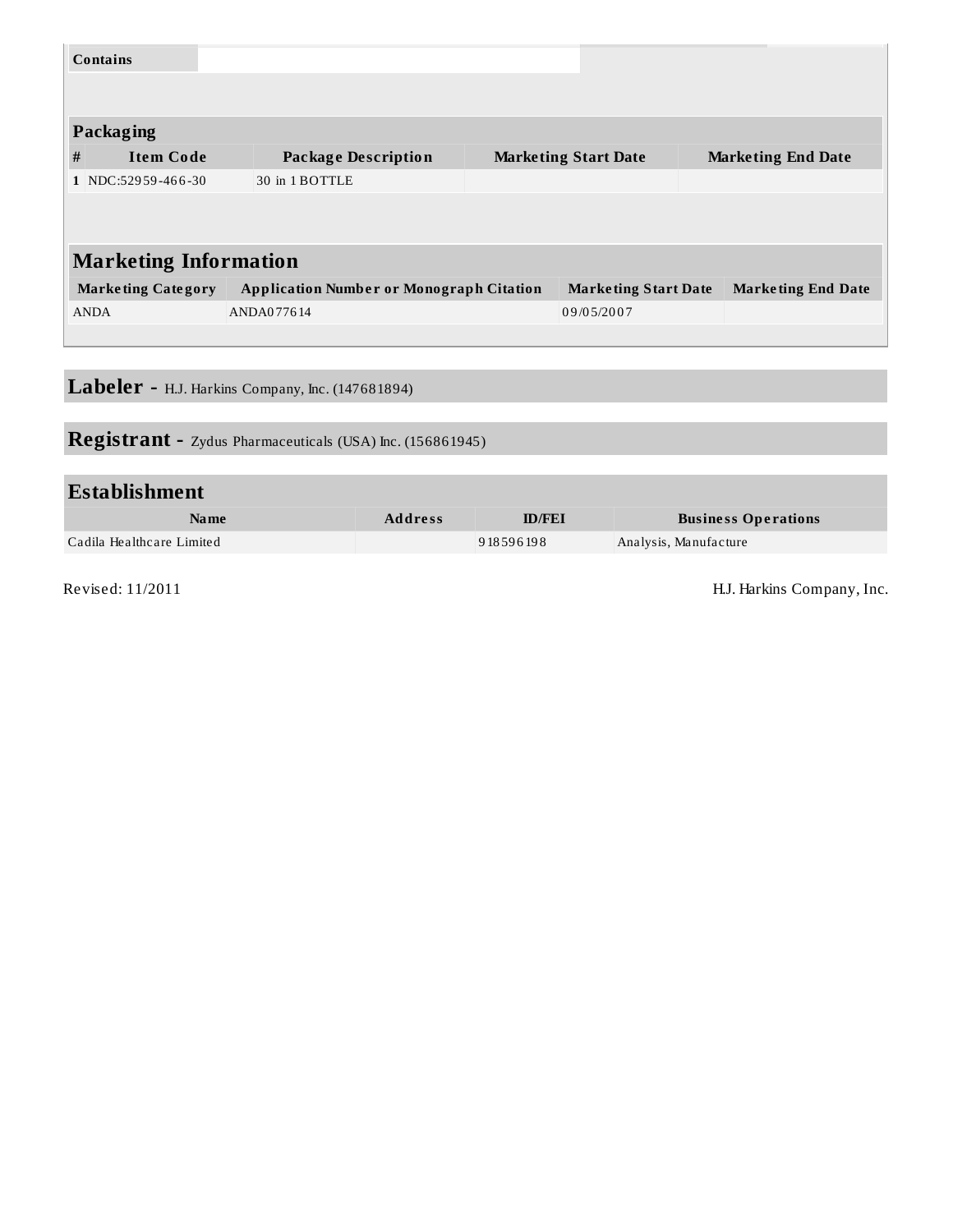| Contains | |
|---|---|

**Packaging**

| # | Item Code | Package Description | Marketing Start Date | Marketing End Date |
|---|---|---|---|---|
| 1 | NDC:52959-466-30 | 30 in 1 BOTTLE | | |

## Marketing Information

| Marketing Category | Application Number or Monograph Citation | Marketing Start Date | Marketing End Date |
|---|---|---|---|
| ANDA | ANDA077614 | 09/05/2007 | |

## Labeler - H.J. Harkins Company, Inc. (147681894)

## Registrant - Zydus Pharmaceuticals (USA) Inc. (156861945)

## Establishment

| Name | Address | ID/FEI | Business Operations |
|---|---|---|---|
| Cadila Healthcare Limited | | 918596198 | Analysis, Manufacture |

Revised: 11/2011

H.J. Harkins Company, Inc.